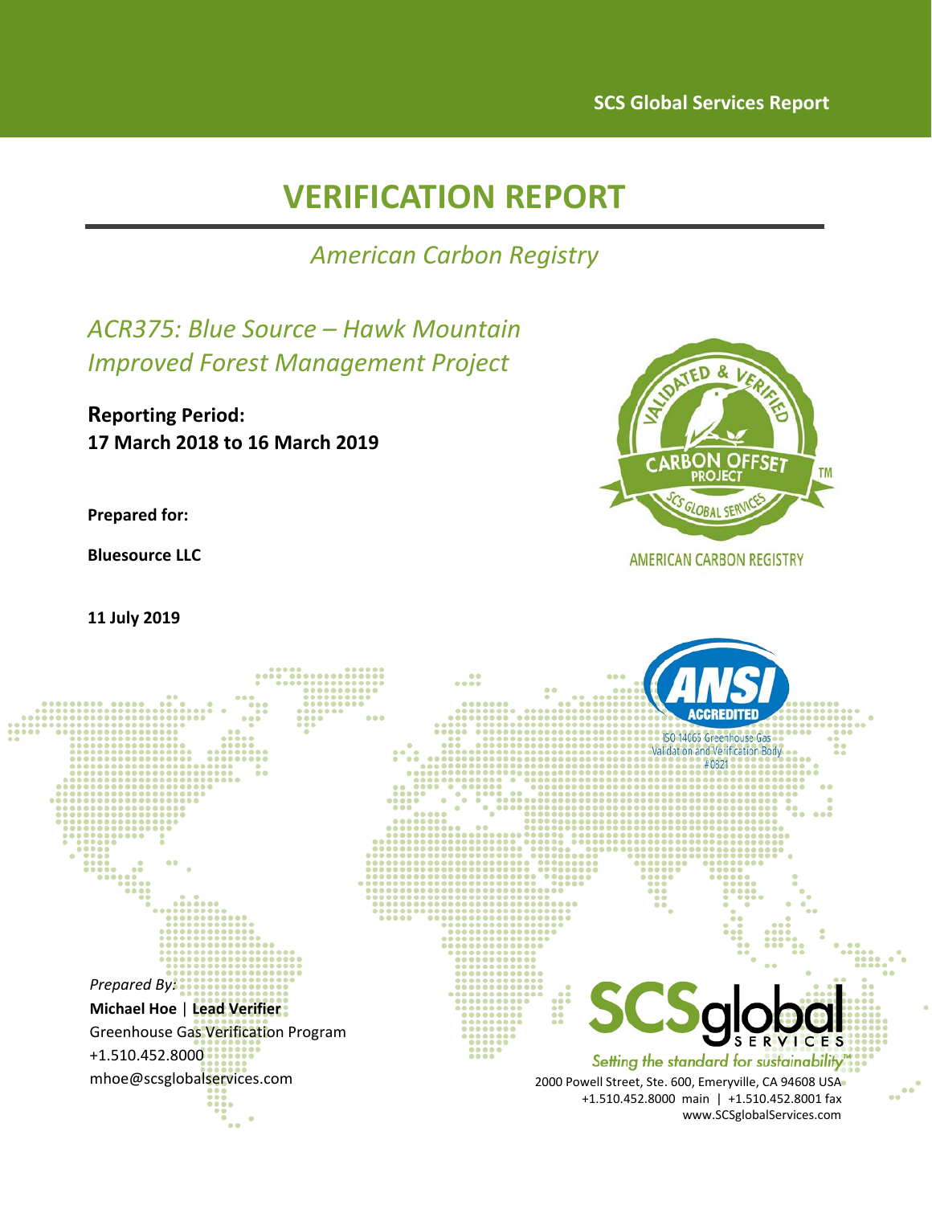SCS Global Services Report

# VERIFICATION REPORT

*American Carbon Registry*

## *ACR375: Blue Source – Hawk Mountain Improved Forest Management Project*

**Reporting Period:**
**17 March 2018 to 16 March 2019**

**Prepared for:**

**Bluesource LLC**

**11 July 2019**

*Prepared By:*
**Michael Hoe** | **Lead Verifier**
Greenhouse Gas Verification Program
+1.510.452.8000
mhoe@scsglobalservices.com

2000 Powell Street, Ste. 600, Emeryville, CA 94608 USA
+1.510.452.8000 main | +1.510.452.8001 fax
www.SCSglobalServices.com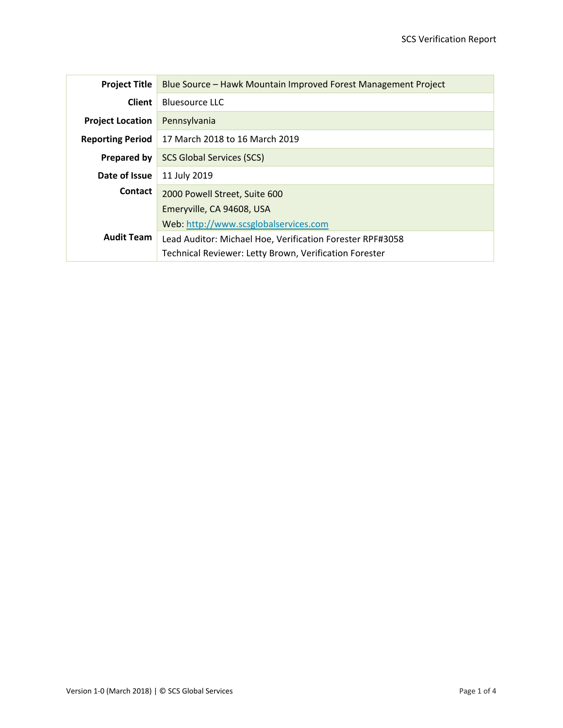| | |
|---|---|
| **Project Title** | Blue Source – Hawk Mountain Improved Forest Management Project |
| **Client** | Bluesource LLC |
| **Project Location** | Pennsylvania |
| **Reporting Period** | 17 March 2018 to 16 March 2019 |
| **Prepared by** | SCS Global Services (SCS) |
| **Date of Issue** | 11 July 2019 |
| **Contact** | 2000 Powell Street, Suite 600<br>Emeryville, CA 94608, USA<br>Web: [http://www.scsglobalservices.com](http://www.scsglobalservices.com) |
| **Audit Team** | Lead Auditor: Michael Hoe, Verification Forester RPF#3058<br>Technical Reviewer: Letty Brown, Verification Forester |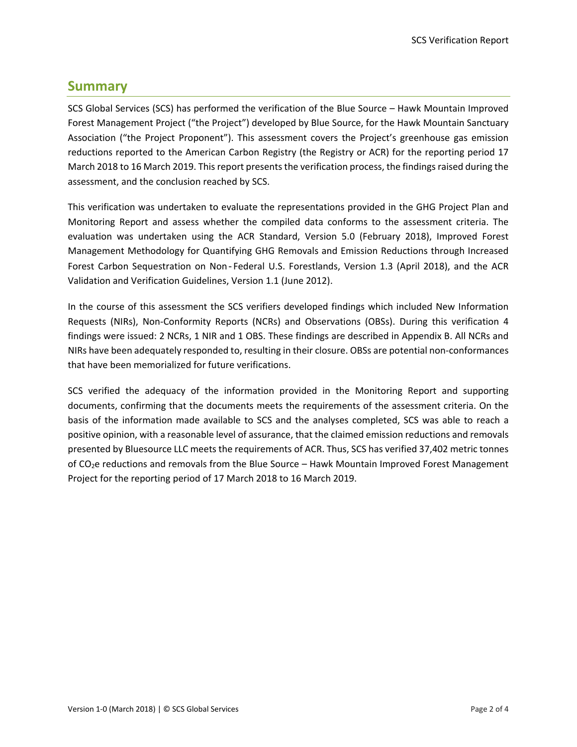## Summary

SCS Global Services (SCS) has performed the verification of the Blue Source – Hawk Mountain Improved Forest Management Project ("the Project") developed by Blue Source, for the Hawk Mountain Sanctuary Association ("the Project Proponent"). This assessment covers the Project's greenhouse gas emission reductions reported to the American Carbon Registry (the Registry or ACR) for the reporting period 17 March 2018 to 16 March 2019. This report presents the verification process, the findings raised during the assessment, and the conclusion reached by SCS.

This verification was undertaken to evaluate the representations provided in the GHG Project Plan and Monitoring Report and assess whether the compiled data conforms to the assessment criteria. The evaluation was undertaken using the ACR Standard, Version 5.0 (February 2018), Improved Forest Management Methodology for Quantifying GHG Removals and Emission Reductions through Increased Forest Carbon Sequestration on Non-Federal U.S. Forestlands, Version 1.3 (April 2018), and the ACR Validation and Verification Guidelines, Version 1.1 (June 2012).

In the course of this assessment the SCS verifiers developed findings which included New Information Requests (NIRs), Non-Conformity Reports (NCRs) and Observations (OBSs). During this verification 4 findings were issued: 2 NCRs, 1 NIR and 1 OBS. These findings are described in Appendix B. All NCRs and NIRs have been adequately responded to, resulting in their closure. OBSs are potential non-conformances that have been memorialized for future verifications.

SCS verified the adequacy of the information provided in the Monitoring Report and supporting documents, confirming that the documents meets the requirements of the assessment criteria. On the basis of the information made available to SCS and the analyses completed, SCS was able to reach a positive opinion, with a reasonable level of assurance, that the claimed emission reductions and removals presented by Bluesource LLC meets the requirements of ACR. Thus, SCS has verified 37,402 metric tonnes of $CO_2$e reductions and removals from the Blue Source – Hawk Mountain Improved Forest Management Project for the reporting period of 17 March 2018 to 16 March 2019.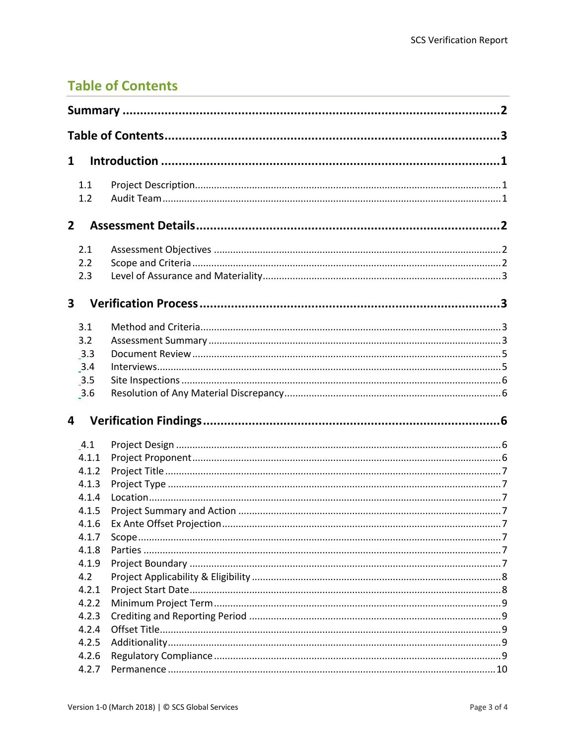## Table of Contents

**Summary** ........................................................................................................ **2**

**Table of Contents** ........................................................................................... **3**

**1 Introduction** .................................................................................................. **1**

- 1.1 Project Description ........................................................................................ 1
- 1.2 Audit Team ................................................................................................... 1

**2 Assessment Details** ....................................................................................... **2**

- 2.1 Assessment Objectives .................................................................................. 2
- 2.2 Scope and Criteria ......................................................................................... 2
- 2.3 Level of Assurance and Materiality ................................................................. 3

**3 Verification Process** ...................................................................................... **3**

- 3.1 Method and Criteria ....................................................................................... 3
- 3.2 Assessment Summary .................................................................................... 3
- 3.3 Document Review .......................................................................................... 5
- 3.4 Interviews ..................................................................................................... 5
- 3.5 Site Inspections ............................................................................................. 6
- 3.6 Resolution of Any Material Discrepancy ........................................................ 6

**4 Verification Findings** .................................................................................... **6**

- 4.1 Project Design ............................................................................................... 6
- 4.1.1 Project Proponent ....................................................................................... 6
- 4.1.2 Project Title ................................................................................................ 7
- 4.1.3 Project Type ............................................................................................... 7
- 4.1.4 Location ..................................................................................................... 7
- 4.1.5 Project Summary and Action ...................................................................... 7
- 4.1.6 Ex Ante Offset Projection ........................................................................... 7
- 4.1.7 Scope ......................................................................................................... 7
- 4.1.8 Parties ........................................................................................................ 7
- 4.1.9 Project Boundary ........................................................................................ 7
- 4.2 Project Applicability & Eligibility .................................................................... 8
- 4.2.1 Project Start Date ....................................................................................... 8
- 4.2.2 Minimum Project Term ............................................................................... 9
- 4.2.3 Crediting and Reporting Period .................................................................. 9
- 4.2.4 Offset Title ................................................................................................. 9
- 4.2.5 Additionality ............................................................................................... 9
- 4.2.6 Regulatory Compliance .............................................................................. 9
- 4.2.7 Permanence ............................................................................................. 10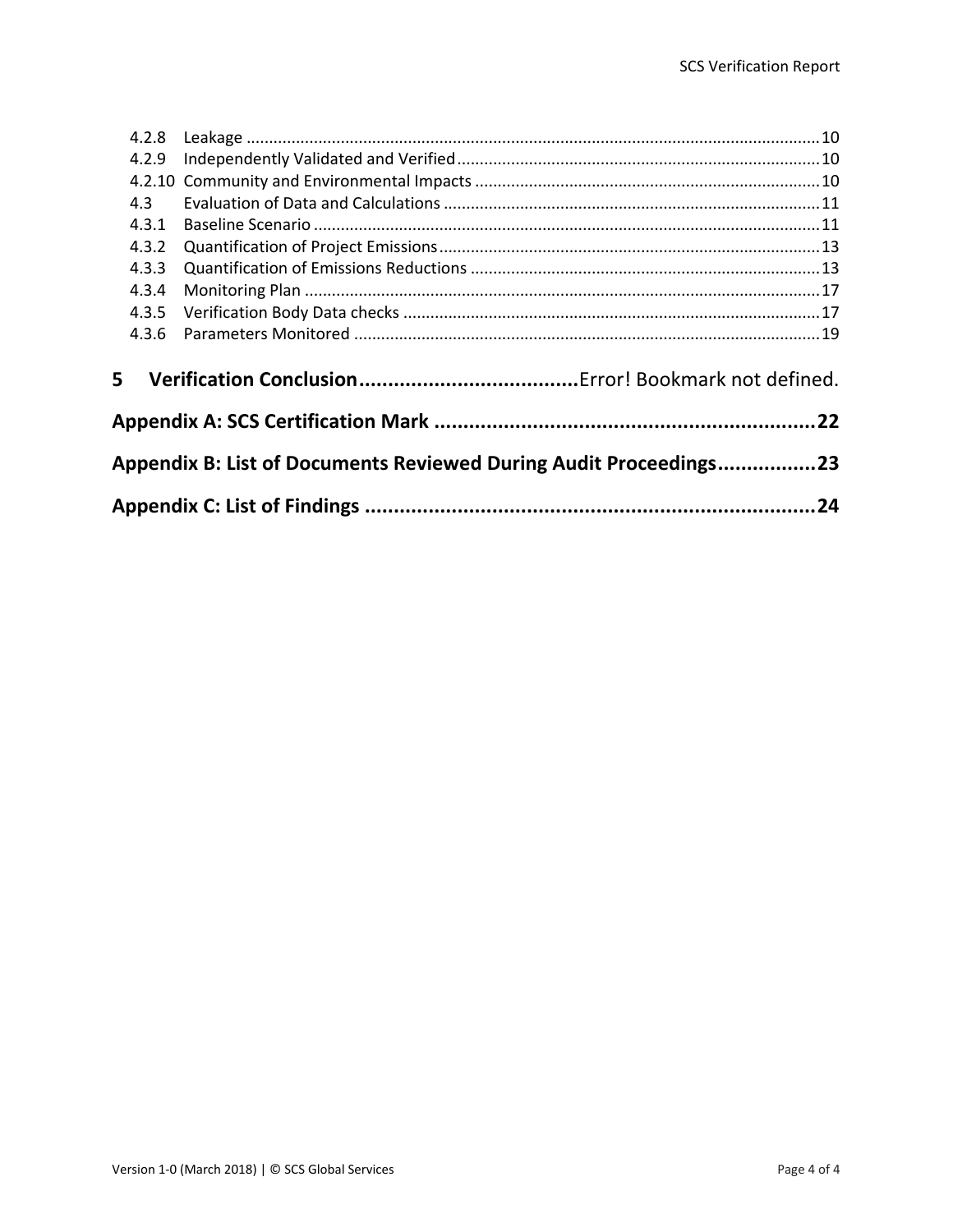4.2.8 Leakage ............................................................................................................................ 10
4.2.9 Independently Validated and Verified ............................................................................... 10
4.2.10 Community and Environmental Impacts ........................................................................... 10
4.3 Evaluation of Data and Calculations .................................................................................. 11
4.3.1 Baseline Scenario ............................................................................................................... 11
4.3.2 Quantification of Project Emissions ................................................................................... 13
4.3.3 Quantification of Emissions Reductions ............................................................................ 13
4.3.4 Monitoring Plan ................................................................................................................. 17
4.3.5 Verification Body Data checks ........................................................................................... 17
4.3.6 Parameters Monitored ...................................................................................................... 19

**5 Verification Conclusion.....................................**Error! Bookmark not defined.

**Appendix A: SCS Certification Mark ..................................................................22**

**Appendix B: List of Documents Reviewed During Audit Proceedings.................23**

**Appendix C: List of Findings .............................................................................24**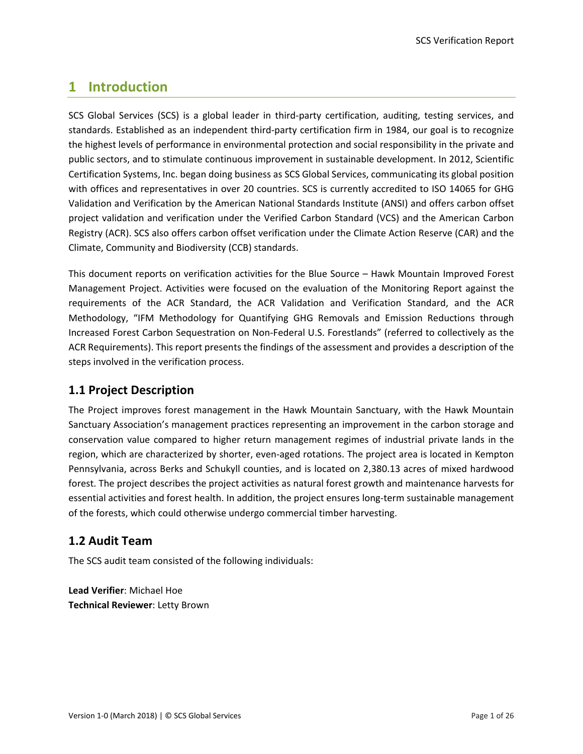# 1 Introduction

SCS Global Services (SCS) is a global leader in third-party certification, auditing, testing services, and standards. Established as an independent third-party certification firm in 1984, our goal is to recognize the highest levels of performance in environmental protection and social responsibility in the private and public sectors, and to stimulate continuous improvement in sustainable development. In 2012, Scientific Certification Systems, Inc. began doing business as SCS Global Services, communicating its global position with offices and representatives in over 20 countries. SCS is currently accredited to ISO 14065 for GHG Validation and Verification by the American National Standards Institute (ANSI) and offers carbon offset project validation and verification under the Verified Carbon Standard (VCS) and the American Carbon Registry (ACR). SCS also offers carbon offset verification under the Climate Action Reserve (CAR) and the Climate, Community and Biodiversity (CCB) standards.

This document reports on verification activities for the Blue Source – Hawk Mountain Improved Forest Management Project. Activities were focused on the evaluation of the Monitoring Report against the requirements of the ACR Standard, the ACR Validation and Verification Standard, and the ACR Methodology, "IFM Methodology for Quantifying GHG Removals and Emission Reductions through Increased Forest Carbon Sequestration on Non-Federal U.S. Forestlands" (referred to collectively as the ACR Requirements). This report presents the findings of the assessment and provides a description of the steps involved in the verification process.

## 1.1 Project Description

The Project improves forest management in the Hawk Mountain Sanctuary, with the Hawk Mountain Sanctuary Association's management practices representing an improvement in the carbon storage and conservation value compared to higher return management regimes of industrial private lands in the region, which are characterized by shorter, even-aged rotations. The project area is located in Kempton Pennsylvania, across Berks and Schukyll counties, and is located on 2,380.13 acres of mixed hardwood forest. The project describes the project activities as natural forest growth and maintenance harvests for essential activities and forest health. In addition, the project ensures long-term sustainable management of the forests, which could otherwise undergo commercial timber harvesting.

## 1.2 Audit Team

The SCS audit team consisted of the following individuals:

**Lead Verifier**: Michael Hoe
**Technical Reviewer**: Letty Brown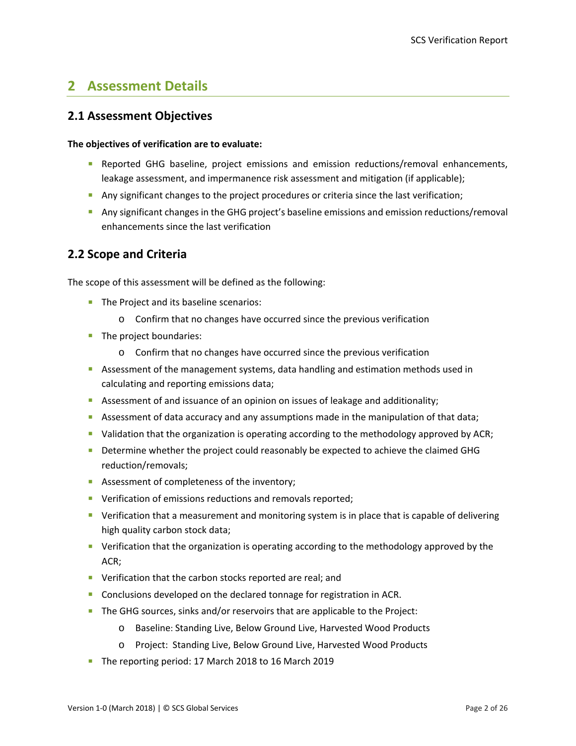# 2 Assessment Details

## 2.1 Assessment Objectives

**The objectives of verification are to evaluate:**

- Reported GHG baseline, project emissions and emission reductions/removal enhancements, leakage assessment, and impermanence risk assessment and mitigation (if applicable);
- Any significant changes to the project procedures or criteria since the last verification;
- Any significant changes in the GHG project's baseline emissions and emission reductions/removal enhancements since the last verification

## 2.2 Scope and Criteria

The scope of this assessment will be defined as the following:

- The Project and its baseline scenarios:
  - Confirm that no changes have occurred since the previous verification
- The project boundaries:
  - Confirm that no changes have occurred since the previous verification
- Assessment of the management systems, data handling and estimation methods used in calculating and reporting emissions data;
- Assessment of and issuance of an opinion on issues of leakage and additionality;
- Assessment of data accuracy and any assumptions made in the manipulation of that data;
- Validation that the organization is operating according to the methodology approved by ACR;
- Determine whether the project could reasonably be expected to achieve the claimed GHG reduction/removals;
- Assessment of completeness of the inventory;
- Verification of emissions reductions and removals reported;
- Verification that a measurement and monitoring system is in place that is capable of delivering high quality carbon stock data;
- Verification that the organization is operating according to the methodology approved by the ACR;
- Verification that the carbon stocks reported are real; and
- Conclusions developed on the declared tonnage for registration in ACR.
- The GHG sources, sinks and/or reservoirs that are applicable to the Project:
  - Baseline: Standing Live, Below Ground Live, Harvested Wood Products
  - Project: Standing Live, Below Ground Live, Harvested Wood Products
- The reporting period: 17 March 2018 to 16 March 2019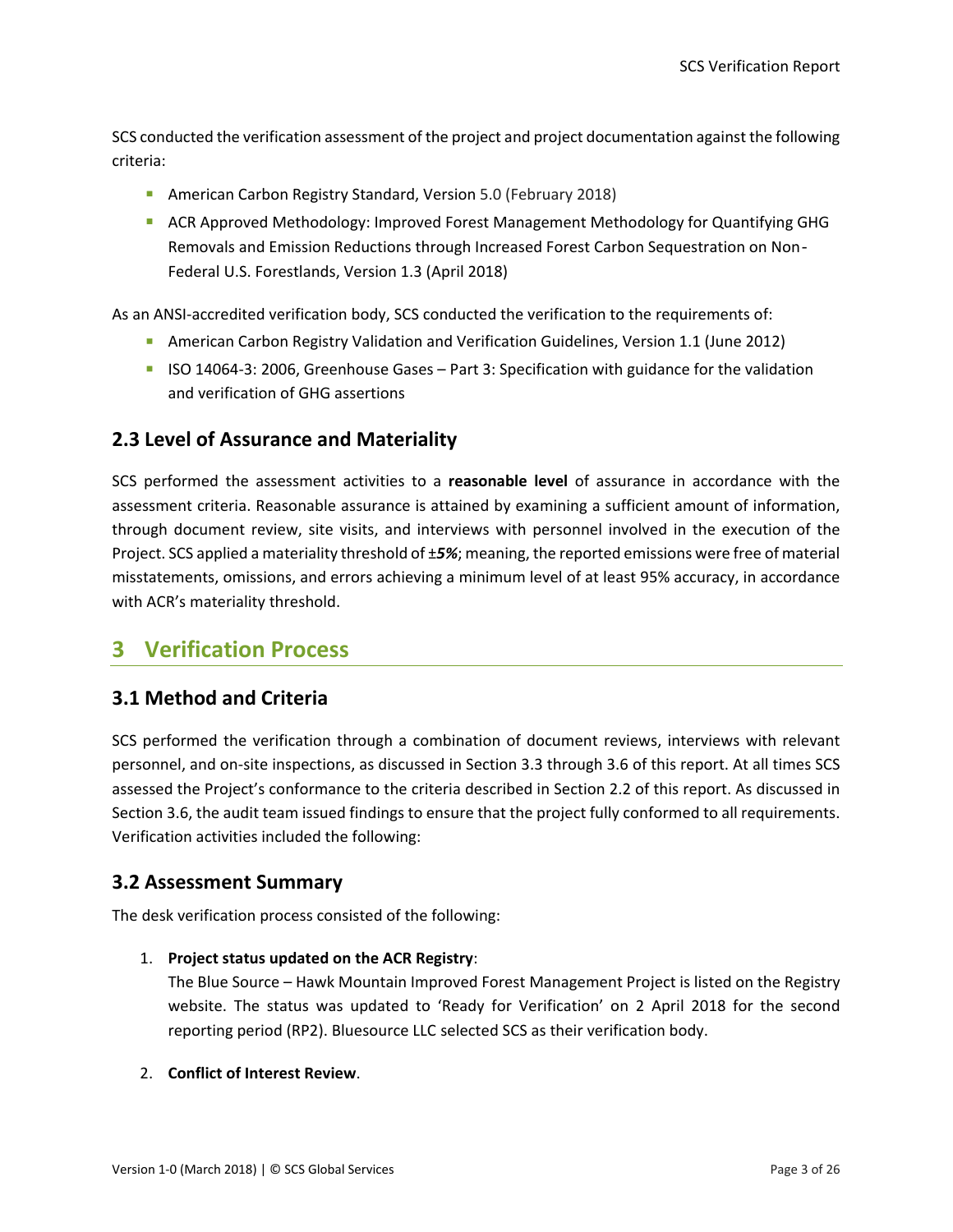SCS conducted the verification assessment of the project and project documentation against the following criteria:

- American Carbon Registry Standard, Version 5.0 (February 2018)
- ACR Approved Methodology: Improved Forest Management Methodology for Quantifying GHG Removals and Emission Reductions through Increased Forest Carbon Sequestration on Non-Federal U.S. Forestlands, Version 1.3 (April 2018)

As an ANSI-accredited verification body, SCS conducted the verification to the requirements of:

- American Carbon Registry Validation and Verification Guidelines, Version 1.1 (June 2012)
- ISO 14064-3: 2006, Greenhouse Gases – Part 3: Specification with guidance for the validation and verification of GHG assertions

## 2.3 Level of Assurance and Materiality

SCS performed the assessment activities to a **reasonable level** of assurance in accordance with the assessment criteria. Reasonable assurance is attained by examining a sufficient amount of information, through document review, site visits, and interviews with personnel involved in the execution of the Project. SCS applied a materiality threshold of ±***5%***; meaning, the reported emissions were free of material misstatements, omissions, and errors achieving a minimum level of at least 95% accuracy, in accordance with ACR's materiality threshold.

# 3 Verification Process

## 3.1 Method and Criteria

SCS performed the verification through a combination of document reviews, interviews with relevant personnel, and on-site inspections, as discussed in Section 3.3 through 3.6 of this report. At all times SCS assessed the Project's conformance to the criteria described in Section 2.2 of this report. As discussed in Section 3.6, the audit team issued findings to ensure that the project fully conformed to all requirements. Verification activities included the following:

## 3.2 Assessment Summary

The desk verification process consisted of the following:

1. **Project status updated on the ACR Registry**:
   The Blue Source – Hawk Mountain Improved Forest Management Project is listed on the Registry website. The status was updated to 'Ready for Verification' on 2 April 2018 for the second reporting period (RP2). Bluesource LLC selected SCS as their verification body.

2. **Conflict of Interest Review**.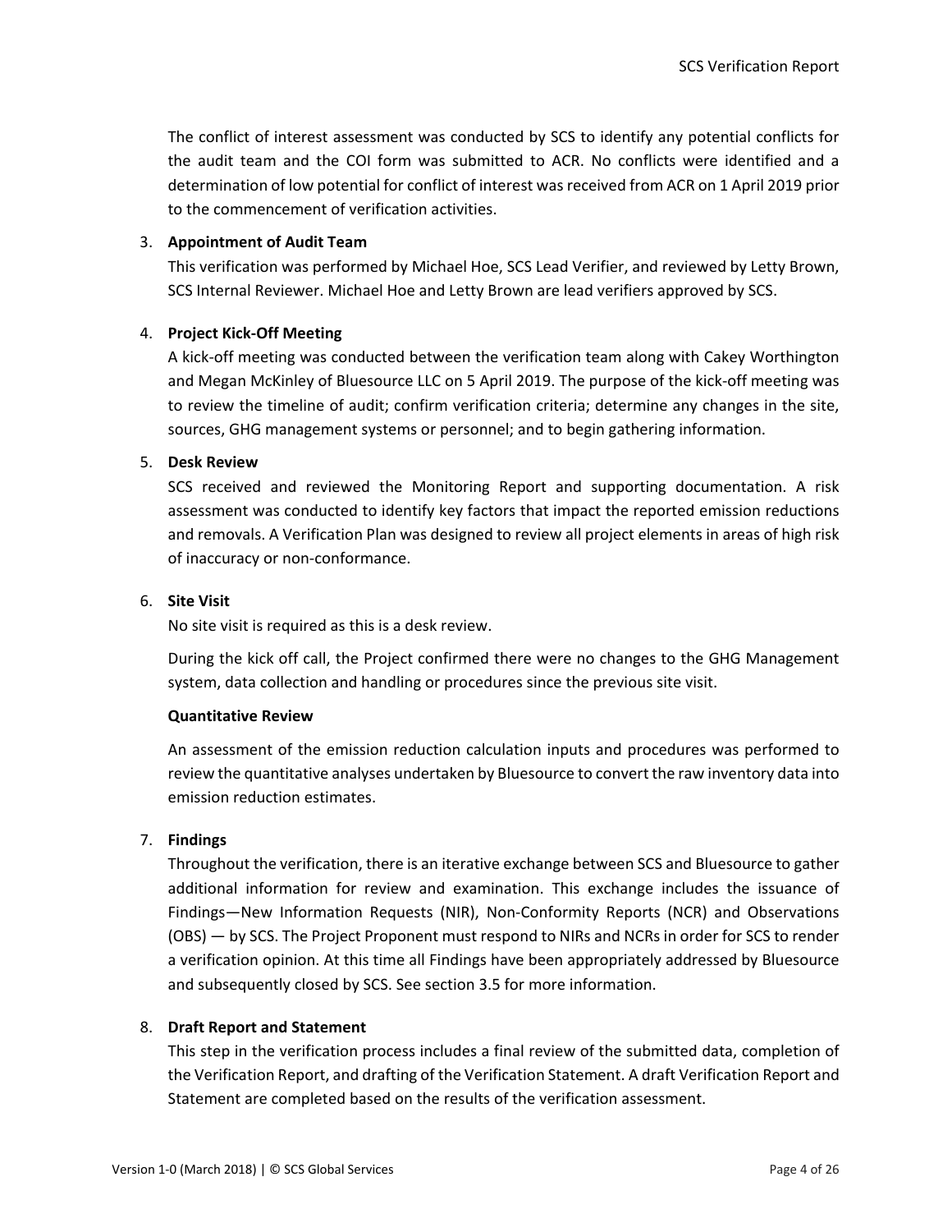The conflict of interest assessment was conducted by SCS to identify any potential conflicts for the audit team and the COI form was submitted to ACR. No conflicts were identified and a determination of low potential for conflict of interest was received from ACR on 1 April 2019 prior to the commencement of verification activities.

3. **Appointment of Audit Team**

   This verification was performed by Michael Hoe, SCS Lead Verifier, and reviewed by Letty Brown, SCS Internal Reviewer. Michael Hoe and Letty Brown are lead verifiers approved by SCS.

4. **Project Kick-Off Meeting**

   A kick-off meeting was conducted between the verification team along with Cakey Worthington and Megan McKinley of Bluesource LLC on 5 April 2019. The purpose of the kick-off meeting was to review the timeline of audit; confirm verification criteria; determine any changes in the site, sources, GHG management systems or personnel; and to begin gathering information.

5. **Desk Review**

   SCS received and reviewed the Monitoring Report and supporting documentation. A risk assessment was conducted to identify key factors that impact the reported emission reductions and removals. A Verification Plan was designed to review all project elements in areas of high risk of inaccuracy or non-conformance.

6. **Site Visit**

   No site visit is required as this is a desk review.

   During the kick off call, the Project confirmed there were no changes to the GHG Management system, data collection and handling or procedures since the previous site visit.

   **Quantitative Review**

   An assessment of the emission reduction calculation inputs and procedures was performed to review the quantitative analyses undertaken by Bluesource to convert the raw inventory data into emission reduction estimates.

7. **Findings**

   Throughout the verification, there is an iterative exchange between SCS and Bluesource to gather additional information for review and examination. This exchange includes the issuance of Findings—New Information Requests (NIR), Non-Conformity Reports (NCR) and Observations (OBS) — by SCS. The Project Proponent must respond to NIRs and NCRs in order for SCS to render a verification opinion. At this time all Findings have been appropriately addressed by Bluesource and subsequently closed by SCS. See section 3.5 for more information.

8. **Draft Report and Statement**

   This step in the verification process includes a final review of the submitted data, completion of the Verification Report, and drafting of the Verification Statement. A draft Verification Report and Statement are completed based on the results of the verification assessment.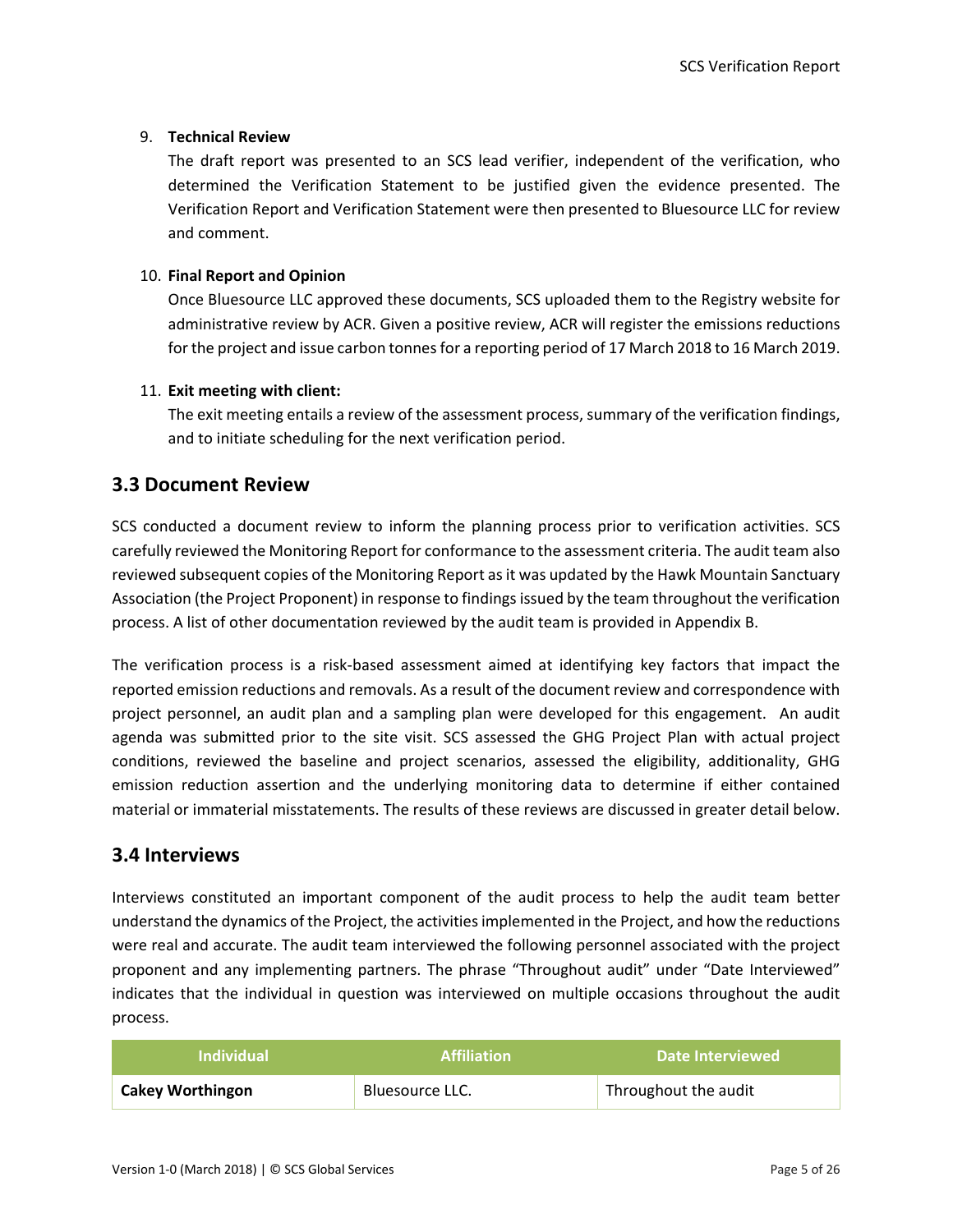9. **Technical Review**
   The draft report was presented to an SCS lead verifier, independent of the verification, who determined the Verification Statement to be justified given the evidence presented. The Verification Report and Verification Statement were then presented to Bluesource LLC for review and comment.

10. **Final Report and Opinion**
    Once Bluesource LLC approved these documents, SCS uploaded them to the Registry website for administrative review by ACR. Given a positive review, ACR will register the emissions reductions for the project and issue carbon tonnes for a reporting period of 17 March 2018 to 16 March 2019.

11. **Exit meeting with client:**
    The exit meeting entails a review of the assessment process, summary of the verification findings, and to initiate scheduling for the next verification period.

## 3.3 Document Review

SCS conducted a document review to inform the planning process prior to verification activities. SCS carefully reviewed the Monitoring Report for conformance to the assessment criteria. The audit team also reviewed subsequent copies of the Monitoring Report as it was updated by the Hawk Mountain Sanctuary Association (the Project Proponent) in response to findings issued by the team throughout the verification process. A list of other documentation reviewed by the audit team is provided in Appendix B.

The verification process is a risk-based assessment aimed at identifying key factors that impact the reported emission reductions and removals. As a result of the document review and correspondence with project personnel, an audit plan and a sampling plan were developed for this engagement. An audit agenda was submitted prior to the site visit. SCS assessed the GHG Project Plan with actual project conditions, reviewed the baseline and project scenarios, assessed the eligibility, additionality, GHG emission reduction assertion and the underlying monitoring data to determine if either contained material or immaterial misstatements. The results of these reviews are discussed in greater detail below.

## 3.4 Interviews

Interviews constituted an important component of the audit process to help the audit team better understand the dynamics of the Project, the activities implemented in the Project, and how the reductions were real and accurate. The audit team interviewed the following personnel associated with the project proponent and any implementing partners. The phrase "Throughout audit" under "Date Interviewed" indicates that the individual in question was interviewed on multiple occasions throughout the audit process.

| Individual | Affiliation | Date Interviewed |
|---|---|---|
| **Cakey Worthingon** | Bluesource LLC. | Throughout the audit |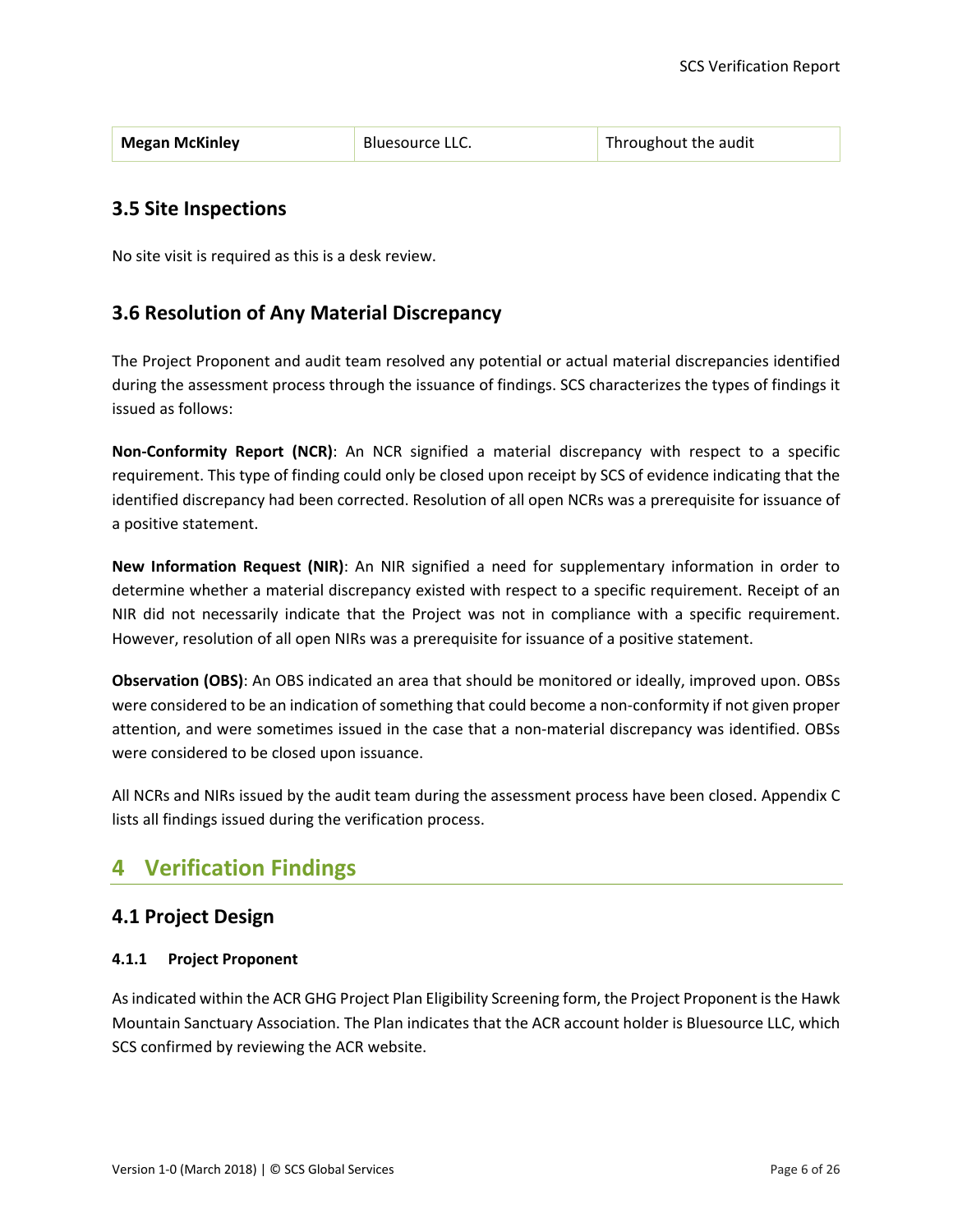| Megan McKinley | Bluesource LLC. | Throughout the audit |
|---|---|---|

## 3.5 Site Inspections

No site visit is required as this is a desk review.

## 3.6 Resolution of Any Material Discrepancy

The Project Proponent and audit team resolved any potential or actual material discrepancies identified during the assessment process through the issuance of findings. SCS characterizes the types of findings it issued as follows:

**Non-Conformity Report (NCR)**: An NCR signified a material discrepancy with respect to a specific requirement. This type of finding could only be closed upon receipt by SCS of evidence indicating that the identified discrepancy had been corrected. Resolution of all open NCRs was a prerequisite for issuance of a positive statement.

**New Information Request (NIR)**: An NIR signified a need for supplementary information in order to determine whether a material discrepancy existed with respect to a specific requirement. Receipt of an NIR did not necessarily indicate that the Project was not in compliance with a specific requirement. However, resolution of all open NIRs was a prerequisite for issuance of a positive statement.

**Observation (OBS)**: An OBS indicated an area that should be monitored or ideally, improved upon. OBSs were considered to be an indication of something that could become a non-conformity if not given proper attention, and were sometimes issued in the case that a non-material discrepancy was identified. OBSs were considered to be closed upon issuance.

All NCRs and NIRs issued by the audit team during the assessment process have been closed. Appendix C lists all findings issued during the verification process.

# 4 Verification Findings

## 4.1 Project Design

### 4.1.1 Project Proponent

As indicated within the ACR GHG Project Plan Eligibility Screening form, the Project Proponent is the Hawk Mountain Sanctuary Association. The Plan indicates that the ACR account holder is Bluesource LLC, which SCS confirmed by reviewing the ACR website.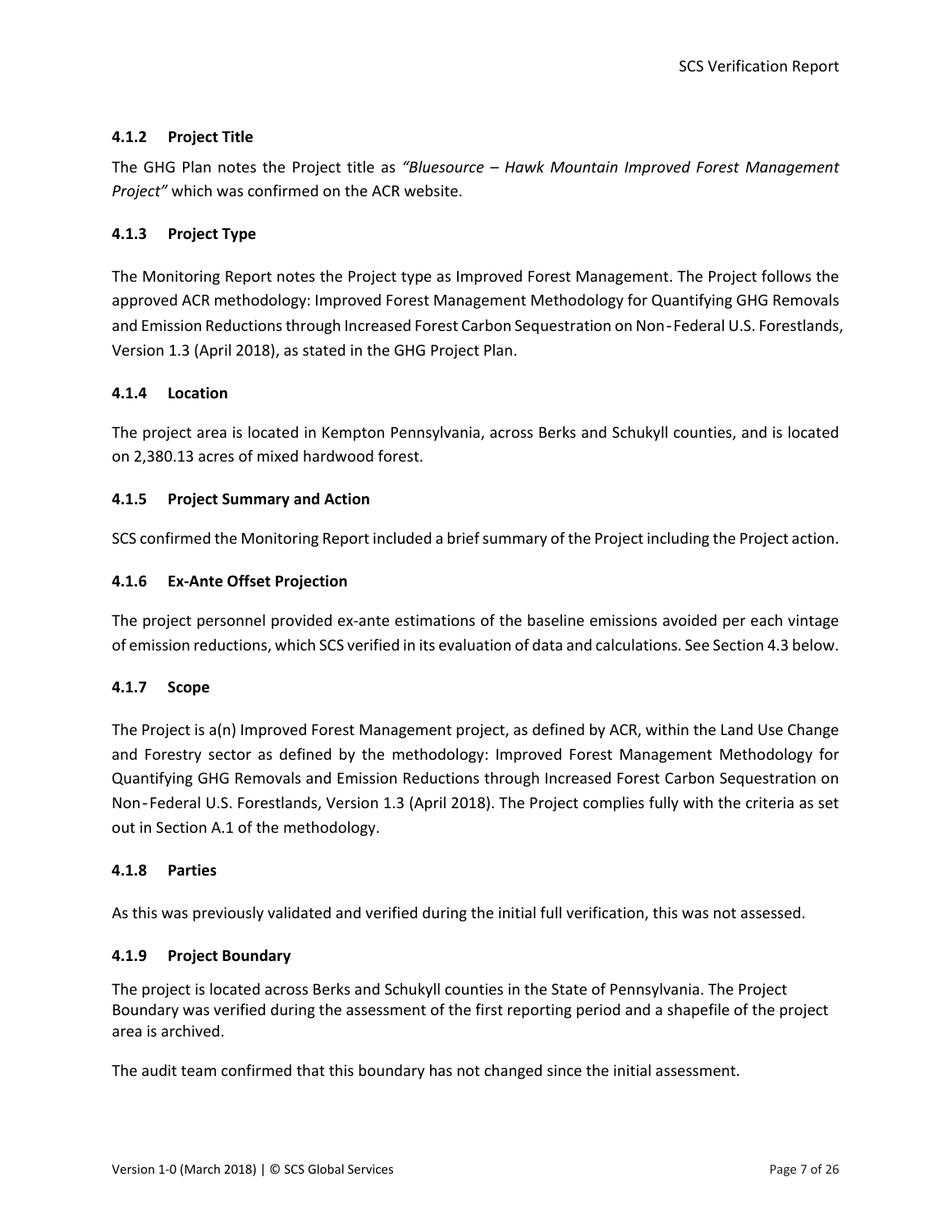### 4.1.2 Project Title

The GHG Plan notes the Project title as *"Bluesource – Hawk Mountain Improved Forest Management Project"* which was confirmed on the ACR website.

### 4.1.3 Project Type

The Monitoring Report notes the Project type as Improved Forest Management. The Project follows the approved ACR methodology: Improved Forest Management Methodology for Quantifying GHG Removals and Emission Reductions through Increased Forest Carbon Sequestration on Non-Federal U.S. Forestlands, Version 1.3 (April 2018), as stated in the GHG Project Plan.

### 4.1.4 Location

The project area is located in Kempton Pennsylvania, across Berks and Schukyll counties, and is located on 2,380.13 acres of mixed hardwood forest.

### 4.1.5 Project Summary and Action

SCS confirmed the Monitoring Report included a brief summary of the Project including the Project action.

### 4.1.6 Ex-Ante Offset Projection

The project personnel provided ex-ante estimations of the baseline emissions avoided per each vintage of emission reductions, which SCS verified in its evaluation of data and calculations. See Section 4.3 below.

### 4.1.7 Scope

The Project is a(n) Improved Forest Management project, as defined by ACR, within the Land Use Change and Forestry sector as defined by the methodology: Improved Forest Management Methodology for Quantifying GHG Removals and Emission Reductions through Increased Forest Carbon Sequestration on Non-Federal U.S. Forestlands, Version 1.3 (April 2018). The Project complies fully with the criteria as set out in Section A.1 of the methodology.

### 4.1.8 Parties

As this was previously validated and verified during the initial full verification, this was not assessed.

### 4.1.9 Project Boundary

The project is located across Berks and Schukyll counties in the State of Pennsylvania. The Project Boundary was verified during the assessment of the first reporting period and a shapefile of the project area is archived.

The audit team confirmed that this boundary has not changed since the initial assessment.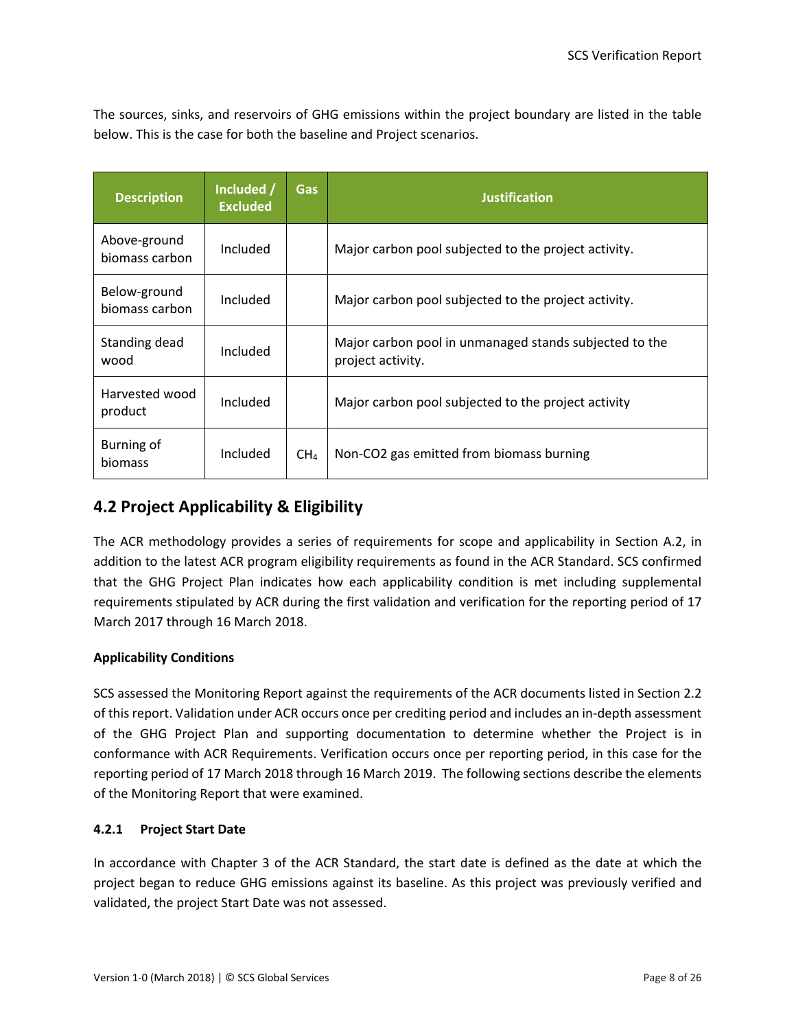The sources, sinks, and reservoirs of GHG emissions within the project boundary are listed in the table below. This is the case for both the baseline and Project scenarios.

| Description | Included / Excluded | Gas | Justification |
|---|---|---|---|
| Above-ground biomass carbon | Included | | Major carbon pool subjected to the project activity. |
| Below-ground biomass carbon | Included | | Major carbon pool subjected to the project activity. |
| Standing dead wood | Included | | Major carbon pool in unmanaged stands subjected to the project activity. |
| Harvested wood product | Included | | Major carbon pool subjected to the project activity |
| Burning of biomass | Included | $CH_4$ | Non-CO2 gas emitted from biomass burning |

## 4.2 Project Applicability & Eligibility

The ACR methodology provides a series of requirements for scope and applicability in Section A.2, in addition to the latest ACR program eligibility requirements as found in the ACR Standard. SCS confirmed that the GHG Project Plan indicates how each applicability condition is met including supplemental requirements stipulated by ACR during the first validation and verification for the reporting period of 17 March 2017 through 16 March 2018.

**Applicability Conditions**

SCS assessed the Monitoring Report against the requirements of the ACR documents listed in Section 2.2 of this report. Validation under ACR occurs once per crediting period and includes an in-depth assessment of the GHG Project Plan and supporting documentation to determine whether the Project is in conformance with ACR Requirements. Verification occurs once per reporting period, in this case for the reporting period of 17 March 2018 through 16 March 2019. The following sections describe the elements of the Monitoring Report that were examined.

### 4.2.1 Project Start Date

In accordance with Chapter 3 of the ACR Standard, the start date is defined as the date at which the project began to reduce GHG emissions against its baseline. As this project was previously verified and validated, the project Start Date was not assessed.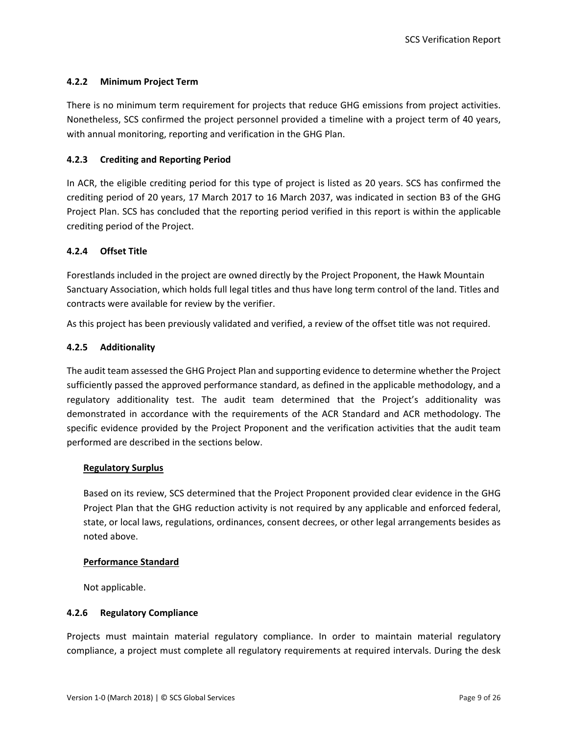#### 4.2.2 Minimum Project Term

There is no minimum term requirement for projects that reduce GHG emissions from project activities. Nonetheless, SCS confirmed the project personnel provided a timeline with a project term of 40 years, with annual monitoring, reporting and verification in the GHG Plan.

#### 4.2.3 Crediting and Reporting Period

In ACR, the eligible crediting period for this type of project is listed as 20 years. SCS has confirmed the crediting period of 20 years, 17 March 2017 to 16 March 2037, was indicated in section B3 of the GHG Project Plan. SCS has concluded that the reporting period verified in this report is within the applicable crediting period of the Project.

#### 4.2.4 Offset Title

Forestlands included in the project are owned directly by the Project Proponent, the Hawk Mountain Sanctuary Association, which holds full legal titles and thus have long term control of the land. Titles and contracts were available for review by the verifier.

As this project has been previously validated and verified, a review of the offset title was not required.

#### 4.2.5 Additionality

The audit team assessed the GHG Project Plan and supporting evidence to determine whether the Project sufficiently passed the approved performance standard, as defined in the applicable methodology, and a regulatory additionality test. The audit team determined that the Project's additionality was demonstrated in accordance with the requirements of the ACR Standard and ACR methodology. The specific evidence provided by the Project Proponent and the verification activities that the audit team performed are described in the sections below.

**Regulatory Surplus**

Based on its review, SCS determined that the Project Proponent provided clear evidence in the GHG Project Plan that the GHG reduction activity is not required by any applicable and enforced federal, state, or local laws, regulations, ordinances, consent decrees, or other legal arrangements besides as noted above.

**Performance Standard**

Not applicable.

#### 4.2.6 Regulatory Compliance

Projects must maintain material regulatory compliance. In order to maintain material regulatory compliance, a project must complete all regulatory requirements at required intervals. During the desk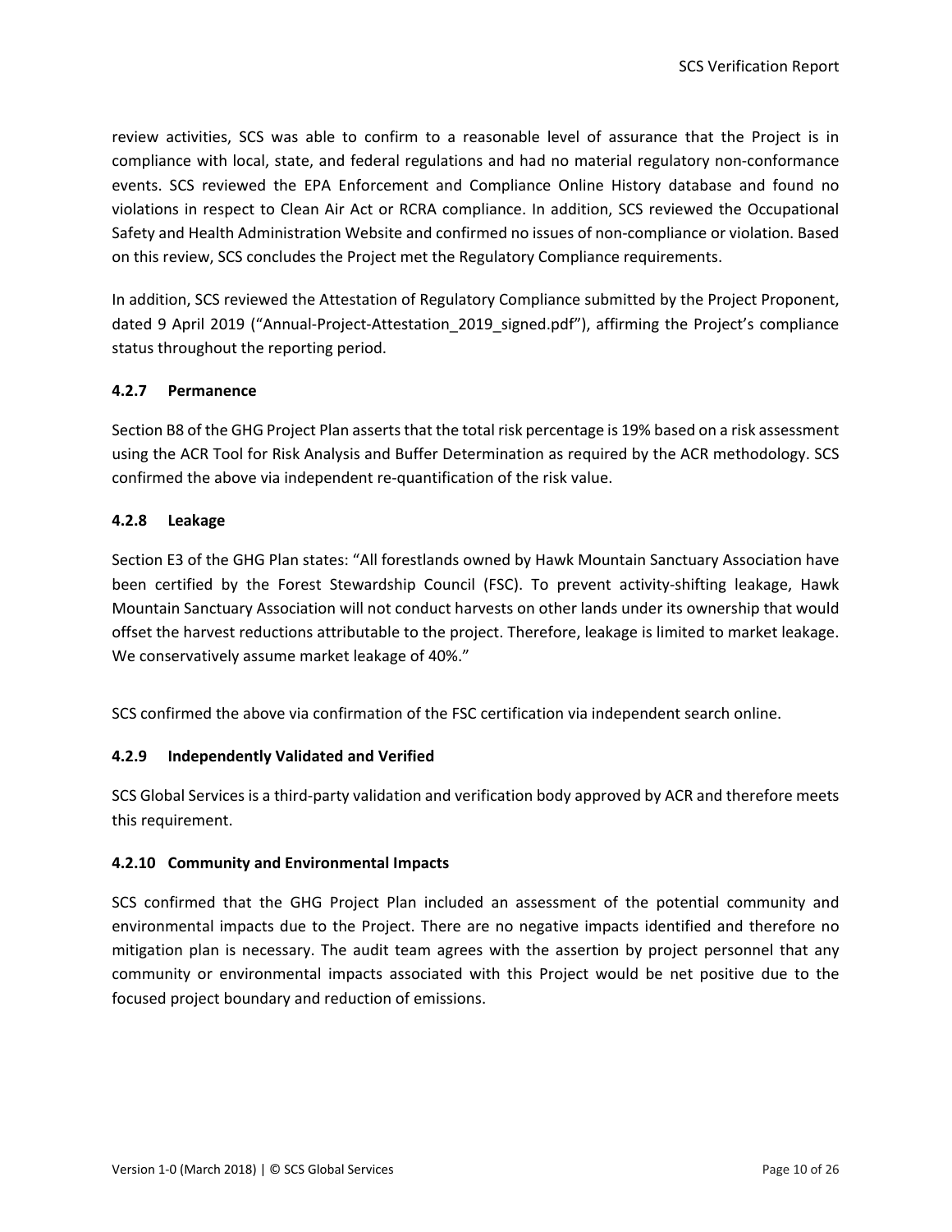review activities, SCS was able to confirm to a reasonable level of assurance that the Project is in compliance with local, state, and federal regulations and had no material regulatory non-conformance events. SCS reviewed the EPA Enforcement and Compliance Online History database and found no violations in respect to Clean Air Act or RCRA compliance. In addition, SCS reviewed the Occupational Safety and Health Administration Website and confirmed no issues of non-compliance or violation. Based on this review, SCS concludes the Project met the Regulatory Compliance requirements.

In addition, SCS reviewed the Attestation of Regulatory Compliance submitted by the Project Proponent, dated 9 April 2019 ("Annual-Project-Attestation_2019_signed.pdf"), affirming the Project's compliance status throughout the reporting period.

#### 4.2.7 Permanence

Section B8 of the GHG Project Plan asserts that the total risk percentage is 19% based on a risk assessment using the ACR Tool for Risk Analysis and Buffer Determination as required by the ACR methodology. SCS confirmed the above via independent re-quantification of the risk value.

#### 4.2.8 Leakage

Section E3 of the GHG Plan states: "All forestlands owned by Hawk Mountain Sanctuary Association have been certified by the Forest Stewardship Council (FSC). To prevent activity-shifting leakage, Hawk Mountain Sanctuary Association will not conduct harvests on other lands under its ownership that would offset the harvest reductions attributable to the project. Therefore, leakage is limited to market leakage. We conservatively assume market leakage of 40%."

SCS confirmed the above via confirmation of the FSC certification via independent search online.

#### 4.2.9 Independently Validated and Verified

SCS Global Services is a third-party validation and verification body approved by ACR and therefore meets this requirement.

#### 4.2.10 Community and Environmental Impacts

SCS confirmed that the GHG Project Plan included an assessment of the potential community and environmental impacts due to the Project. There are no negative impacts identified and therefore no mitigation plan is necessary. The audit team agrees with the assertion by project personnel that any community or environmental impacts associated with this Project would be net positive due to the focused project boundary and reduction of emissions.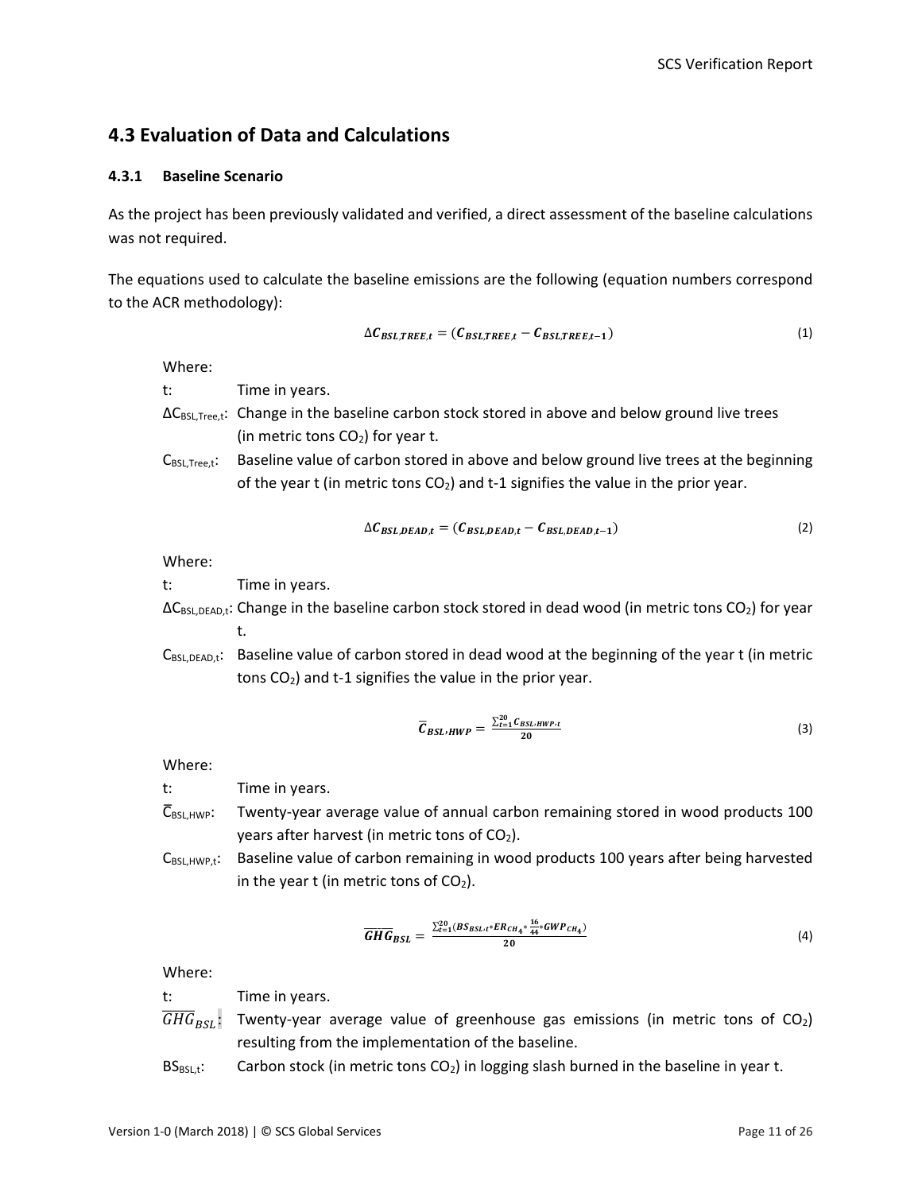## 4.3 Evaluation of Data and Calculations

### 4.3.1 Baseline Scenario

As the project has been previously validated and verified, a direct assessment of the baseline calculations was not required.

The equations used to calculate the baseline emissions are the following (equation numbers correspond to the ACR methodology):

$$\Delta \boldsymbol{C}_{\boldsymbol{BSL,TREE,t}} = (\boldsymbol{C}_{\boldsymbol{BSL,TREE,t}} - \boldsymbol{C}_{\boldsymbol{BSL,TREE,t-1}}) \tag{1}$$

Where:

- t: Time in years.
- $\Delta C_{BSL,Tree,t}$: Change in the baseline carbon stock stored in above and below ground live trees (in metric tons $CO_2$) for year t.
- $C_{BSL,Tree,t}$: Baseline value of carbon stored in above and below ground live trees at the beginning of the year t (in metric tons $CO_2$) and t-1 signifies the value in the prior year.

$$\Delta \boldsymbol{C}_{\boldsymbol{BSL,DEAD,t}} = (\boldsymbol{C}_{\boldsymbol{BSL,DEAD,t}} - \boldsymbol{C}_{\boldsymbol{BSL,DEAD,t-1}}) \tag{2}$$

Where:

- t: Time in years.
- $\Delta C_{BSL,DEAD,t}$: Change in the baseline carbon stock stored in dead wood (in metric tons $CO_2$) for year t.
- $C_{BSL,DEAD,t}$: Baseline value of carbon stored in dead wood at the beginning of the year t (in metric tons $CO_2$) and t-1 signifies the value in the prior year.

$$\overline{\boldsymbol{C}}_{\boldsymbol{BSL,HWP}} = \frac{\sum_{t=1}^{20} \boldsymbol{C}_{\boldsymbol{BSL,HWP,t}}}{\boldsymbol{20}} \tag{3}$$

Where:

- t: Time in years.
- $\overline{C}_{BSL,HWP}$: Twenty-year average value of annual carbon remaining stored in wood products 100 years after harvest (in metric tons of $CO_2$).
- $C_{BSL,HWP,t}$: Baseline value of carbon remaining in wood products 100 years after being harvested in the year t (in metric tons of $CO_2$).

$$\overline{\boldsymbol{GHG}}_{\boldsymbol{BSL}} = \frac{\sum_{t=1}^{20} (\boldsymbol{BS}_{\boldsymbol{BSL,t}} * \boldsymbol{ER}_{\boldsymbol{CH_4}} * \frac{\boldsymbol{16}}{\boldsymbol{44}} * \boldsymbol{GWP}_{\boldsymbol{CH_4}})}{\boldsymbol{20}} \tag{4}$$

Where:

- t: Time in years.
- $\overline{GHG}_{BSL}$: Twenty-year average value of greenhouse gas emissions (in metric tons of $CO_2$) resulting from the implementation of the baseline.
- $BS_{BSL,t}$: Carbon stock (in metric tons $CO_2$) in logging slash burned in the baseline in year t.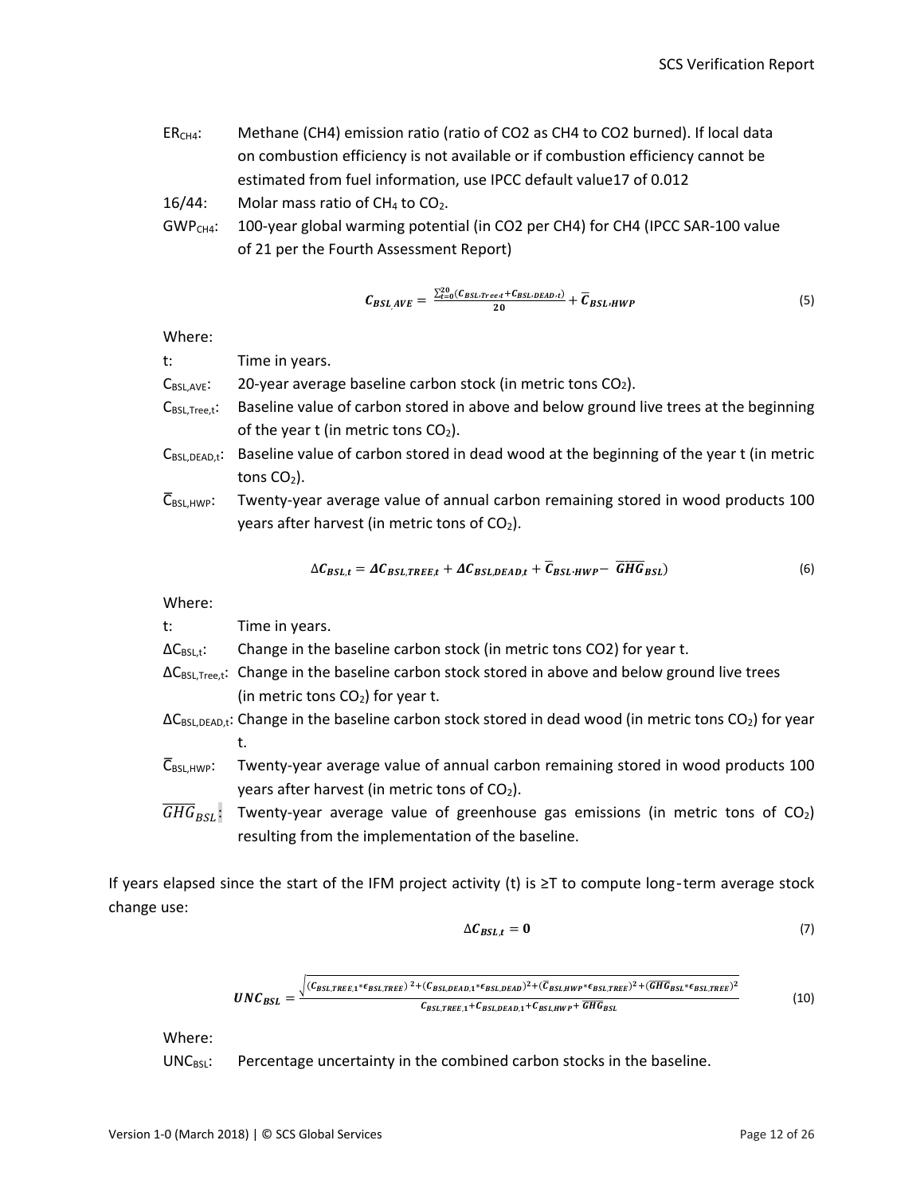$ER_{CH4}$: Methane (CH4) emission ratio (ratio of CO2 as CH4 to CO2 burned). If local data on combustion efficiency is not available or if combustion efficiency cannot be estimated from fuel information, use IPCC default value17 of 0.012

16/44: Molar mass ratio of $CH_4$ to $CO_2$.

$GWP_{CH4}$: 100-year global warming potential (in CO2 per CH4) for CH4 (IPCC SAR-100 value of 21 per the Fourth Assessment Report)

$$\boldsymbol{C_{BSL,AVE} = \frac{\sum_{t=0}^{20}(C_{BSL,Tree,t} + C_{BSL,DEAD,t})}{20} + \overline{C}_{BSL,HWP}} \tag{5}$$

Where:

t: Time in years.

$C_{BSL,AVE}$: 20-year average baseline carbon stock (in metric tons $CO_2$).

$C_{BSL,Tree,t}$: Baseline value of carbon stored in above and below ground live trees at the beginning of the year t (in metric tons $CO_2$).

$C_{BSL,DEAD,t}$: Baseline value of carbon stored in dead wood at the beginning of the year t (in metric tons $CO_2$).

$\overline{C}_{BSL,HWP}$: Twenty-year average value of annual carbon remaining stored in wood products 100 years after harvest (in metric tons of $CO_2$).

$$\Delta \boldsymbol{C_{BSL,t} = \Delta C_{BSL,TREE,t} + \Delta C_{BSL,DEAD,t} + \overline{C}_{BSL\cdot HWP} - \overline{GHG}_{BSL})} \tag{6}$$

Where:

t: Time in years.

$\Delta C_{BSL,t}$: Change in the baseline carbon stock (in metric tons CO2) for year t.

$\Delta C_{BSL,Tree,t}$: Change in the baseline carbon stock stored in above and below ground live trees (in metric tons $CO_2$) for year t.

$\Delta C_{BSL,DEAD,t}$: Change in the baseline carbon stock stored in dead wood (in metric tons $CO_2$) for year t.

$\overline{C}_{BSL,HWP}$: Twenty-year average value of annual carbon remaining stored in wood products 100 years after harvest (in metric tons of $CO_2$).

$\overline{GHG}_{BSL}$: Twenty-year average value of greenhouse gas emissions (in metric tons of $CO_2$) resulting from the implementation of the baseline.

If years elapsed since the start of the IFM project activity (t) is ≥T to compute long-term average stock change use:

$$\Delta \boldsymbol{C_{BSL,t} = 0} \tag{7}$$

$$\boldsymbol{UNC_{BSL} = \frac{\sqrt{(C_{BSL,TREE,1} * \epsilon_{BSL,TREE})^2 + (C_{BSL,DEAD,1} * \epsilon_{BSL,DEAD})^2 + (\overline{C}_{BSL,HWP} * \epsilon_{BSL,TREE})^2 + (\overline{GHG}_{BSL} * \epsilon_{BSL,TREE})^2}}{C_{BSL,TREE,1} + C_{BSL,DEAD,1} + C_{BSL,HWP} + \overline{GHG}_{BSL}}} \tag{10}$$

Where:

$UNC_{BSL}$: Percentage uncertainty in the combined carbon stocks in the baseline.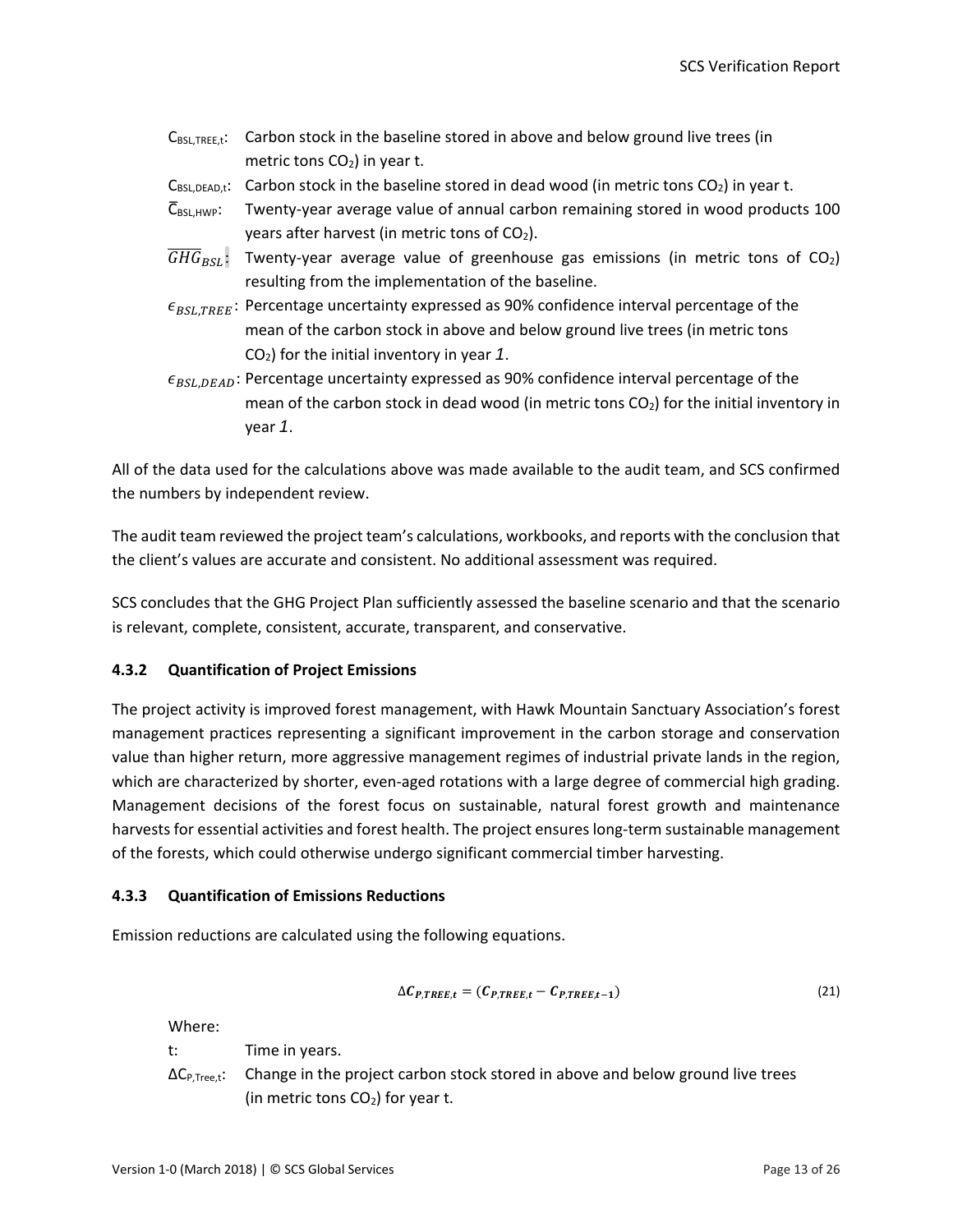$C_{BSL,TREE,t}$: Carbon stock in the baseline stored in above and below ground live trees (in metric tons $CO_2$) in year t.

$C_{BSL,DEAD,t}$: Carbon stock in the baseline stored in dead wood (in metric tons $CO_2$) in year t.

$\overline{C}_{BSL,HWP}$: Twenty-year average value of annual carbon remaining stored in wood products 100 years after harvest (in metric tons of $CO_2$).

$\overline{GHG}_{BSL}$: Twenty-year average value of greenhouse gas emissions (in metric tons of $CO_2$) resulting from the implementation of the baseline.

$\epsilon_{BSL,TREE}$: Percentage uncertainty expressed as 90% confidence interval percentage of the mean of the carbon stock in above and below ground live trees (in metric tons $CO_2$) for the initial inventory in year *1*.

$\epsilon_{BSL,DEAD}$: Percentage uncertainty expressed as 90% confidence interval percentage of the mean of the carbon stock in dead wood (in metric tons $CO_2$) for the initial inventory in year *1*.

All of the data used for the calculations above was made available to the audit team, and SCS confirmed the numbers by independent review.

The audit team reviewed the project team's calculations, workbooks, and reports with the conclusion that the client's values are accurate and consistent. No additional assessment was required.

SCS concludes that the GHG Project Plan sufficiently assessed the baseline scenario and that the scenario is relevant, complete, consistent, accurate, transparent, and conservative.

#### 4.3.2 Quantification of Project Emissions

The project activity is improved forest management, with Hawk Mountain Sanctuary Association's forest management practices representing a significant improvement in the carbon storage and conservation value than higher return, more aggressive management regimes of industrial private lands in the region, which are characterized by shorter, even-aged rotations with a large degree of commercial high grading. Management decisions of the forest focus on sustainable, natural forest growth and maintenance harvests for essential activities and forest health. The project ensures long-term sustainable management of the forests, which could otherwise undergo significant commercial timber harvesting.

#### 4.3.3 Quantification of Emissions Reductions

Emission reductions are calculated using the following equations.

$$\Delta \boldsymbol{C}_{\boldsymbol{P,TREE,t}} = (\boldsymbol{C}_{\boldsymbol{P,TREE,t}} - \boldsymbol{C}_{\boldsymbol{P,TREE,t-1}}) \tag{21}$$

Where:

t: Time in years.

$\Delta C_{P,Tree,t}$: Change in the project carbon stock stored in above and below ground live trees (in metric tons $CO_2$) for year t.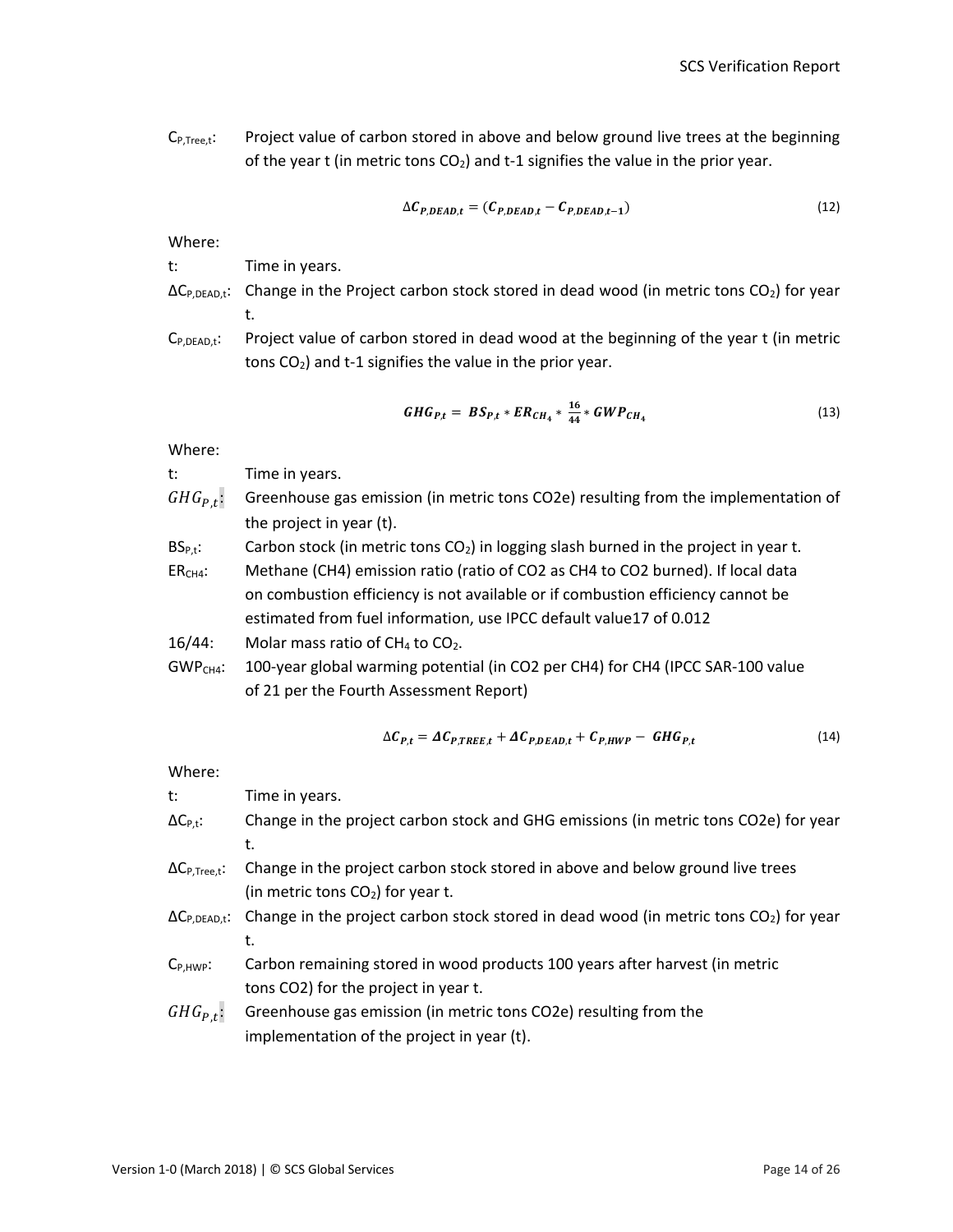$C_{P,Tree,t}$: Project value of carbon stored in above and below ground live trees at the beginning of the year t (in metric tons $CO_2$) and t-1 signifies the value in the prior year.

$$\Delta C_{P,DEAD,t} = (C_{P,DEAD,t} - C_{P,DEAD,t-1}) \tag{12}$$

Where:

t: Time in years.

$\Delta C_{P,DEAD,t}$: Change in the Project carbon stock stored in dead wood (in metric tons $CO_2$) for year t.

$C_{P,DEAD,t}$: Project value of carbon stored in dead wood at the beginning of the year t (in metric tons $CO_2$) and t-1 signifies the value in the prior year.

$$GHG_{P,t} = BS_{P,t} * ER_{CH_4} * \frac{16}{44} * GWP_{CH_4} \tag{13}$$

Where:

t: Time in years.

$GHG_{P,t}$: Greenhouse gas emission (in metric tons CO2e) resulting from the implementation of the project in year (t).

$BS_{P,t}$: Carbon stock (in metric tons $CO_2$) in logging slash burned in the project in year t.

$ER_{CH4}$: Methane (CH4) emission ratio (ratio of CO2 as CH4 to CO2 burned). If local data on combustion efficiency is not available or if combustion efficiency cannot be estimated from fuel information, use IPCC default value17 of 0.012

16/44: Molar mass ratio of $CH_4$ to $CO_2$.

$GWP_{CH4}$: 100-year global warming potential (in CO2 per CH4) for CH4 (IPCC SAR-100 value of 21 per the Fourth Assessment Report)

$$\Delta C_{P,t} = \Delta C_{P,TREE,t} + \Delta C_{P,DEAD,t} + C_{P,HWP} - GHG_{P,t} \tag{14}$$

Where:

t: Time in years.

$\Delta C_{P,t}$: Change in the project carbon stock and GHG emissions (in metric tons CO2e) for year t.

$\Delta C_{P,Tree,t}$: Change in the project carbon stock stored in above and below ground live trees (in metric tons $CO_2$) for year t.

$\Delta C_{P,DEAD,t}$: Change in the project carbon stock stored in dead wood (in metric tons $CO_2$) for year t.

$C_{P,HWP}$: Carbon remaining stored in wood products 100 years after harvest (in metric tons CO2) for the project in year t.

$GHG_{P,t}$: Greenhouse gas emission (in metric tons CO2e) resulting from the implementation of the project in year (t).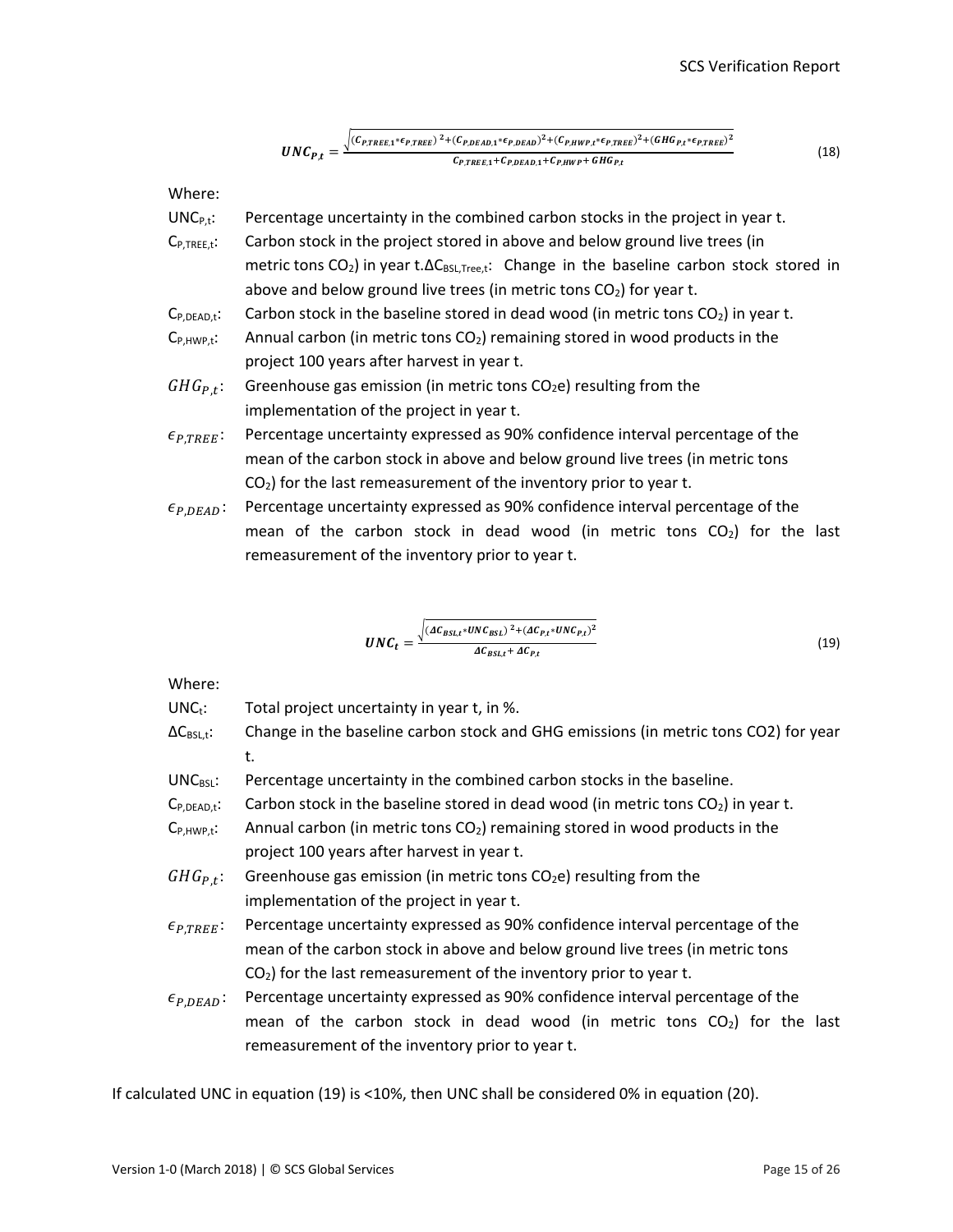$$UNC_{P,t} = \frac{\sqrt{(C_{P,TREE,1} * \epsilon_{P,TREE})^2 + (C_{P,DEAD,1} * \epsilon_{P,DEAD})^2 + (C_{P,HWP,t} * \epsilon_{P,TREE})^2 + (GHG_{P,t} * \epsilon_{P,TREE})^2}}{C_{P,TREE,1} + C_{P,DEAD,1} + C_{P,HWP} + GHG_{P,t}} \tag{18}$$

Where:

$UNC_{P,t}$: Percentage uncertainty in the combined carbon stocks in the project in year t.

$C_{P,TREE,t}$: Carbon stock in the project stored in above and below ground live trees (in metric tons $CO_2$) in year t.$\Delta C_{BSL,Tree,t}$: Change in the baseline carbon stock stored in above and below ground live trees (in metric tons $CO_2$) for year t.

$C_{P,DEAD,t}$: Carbon stock in the baseline stored in dead wood (in metric tons $CO_2$) in year t.

$C_{P,HWP,t}$: Annual carbon (in metric tons $CO_2$) remaining stored in wood products in the project 100 years after harvest in year t.

$GHG_{P,t}$: Greenhouse gas emission (in metric tons $CO_2$e) resulting from the implementation of the project in year t.

$\epsilon_{P,TREE}$: Percentage uncertainty expressed as 90% confidence interval percentage of the mean of the carbon stock in above and below ground live trees (in metric tons $CO_2$) for the last remeasurement of the inventory prior to year t.

$\epsilon_{P,DEAD}$: Percentage uncertainty expressed as 90% confidence interval percentage of the mean of the carbon stock in dead wood (in metric tons $CO_2$) for the last remeasurement of the inventory prior to year t.

$$UNC_t = \frac{\sqrt{(\Delta C_{BSL,t} * UNC_{BSL})^2 + (\Delta C_{P,t} * UNC_{P,t})^2}}{\Delta C_{BSL,t} + \Delta C_{P,t}} \tag{19}$$

Where:

$UNC_t$: Total project uncertainty in year t, in %.

$\Delta C_{BSL,t}$: Change in the baseline carbon stock and GHG emissions (in metric tons CO2) for year t.

$UNC_{BSL}$: Percentage uncertainty in the combined carbon stocks in the baseline.

$C_{P,DEAD,t}$: Carbon stock in the baseline stored in dead wood (in metric tons $CO_2$) in year t.

$C_{P,HWP,t}$: Annual carbon (in metric tons $CO_2$) remaining stored in wood products in the project 100 years after harvest in year t.

$GHG_{P,t}$: Greenhouse gas emission (in metric tons $CO_2$e) resulting from the implementation of the project in year t.

$\epsilon_{P,TREE}$: Percentage uncertainty expressed as 90% confidence interval percentage of the mean of the carbon stock in above and below ground live trees (in metric tons $CO_2$) for the last remeasurement of the inventory prior to year t.

$\epsilon_{P,DEAD}$: Percentage uncertainty expressed as 90% confidence interval percentage of the mean of the carbon stock in dead wood (in metric tons $CO_2$) for the last remeasurement of the inventory prior to year t.

If calculated UNC in equation (19) is <10%, then UNC shall be considered 0% in equation (20).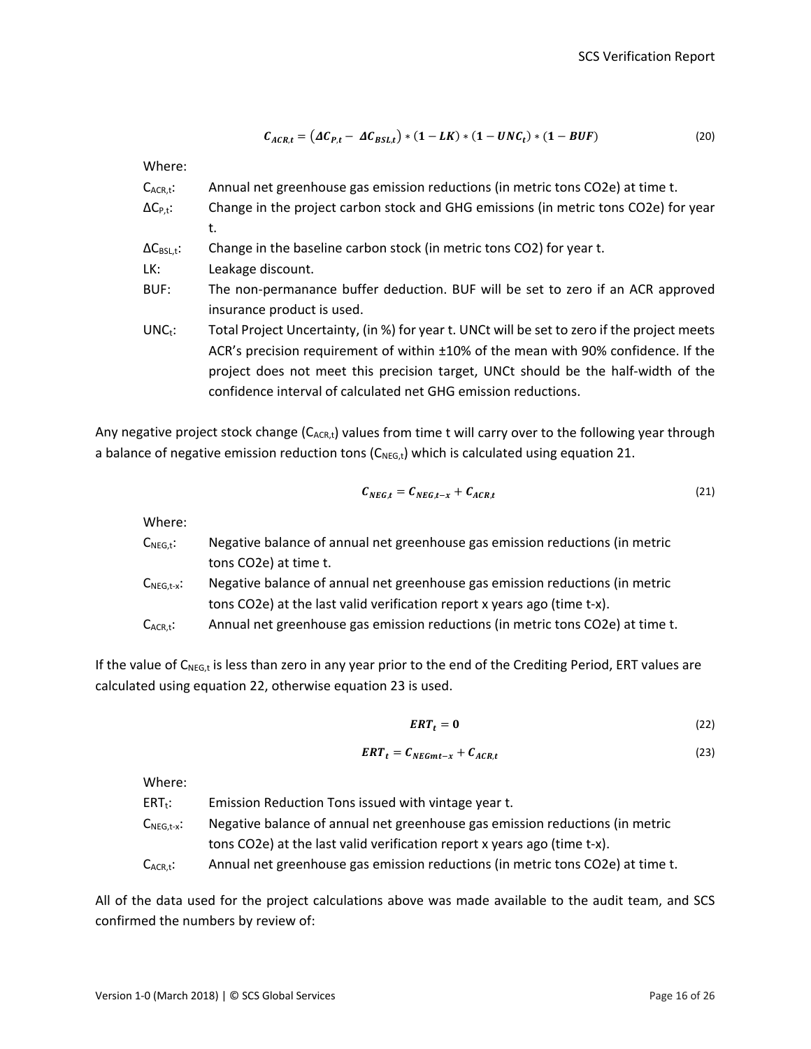$$C_{ACR,t} = (\Delta C_{P,t} - \Delta C_{BSL,t}) * (1 - LK) * (1 - UNC_t) * (1 - BUF) \tag{20}$$

Where:

$C_{ACR,t}$: Annual net greenhouse gas emission reductions (in metric tons CO2e) at time t.

$\Delta C_{P,t}$: Change in the project carbon stock and GHG emissions (in metric tons CO2e) for year t.

$\Delta C_{BSL,t}$: Change in the baseline carbon stock (in metric tons CO2) for year t.

LK: Leakage discount.

BUF: The non-permanance buffer deduction. BUF will be set to zero if an ACR approved insurance product is used.

$UNC_t$: Total Project Uncertainty, (in %) for year t. UNCt will be set to zero if the project meets ACR's precision requirement of within ±10% of the mean with 90% confidence. If the project does not meet this precision target, UNCt should be the half-width of the confidence interval of calculated net GHG emission reductions.

Any negative project stock change ($C_{ACR,t}$) values from time t will carry over to the following year through a balance of negative emission reduction tons ($C_{NEG,t}$) which is calculated using equation 21.

$$C_{NEG,t} = C_{NEG,t-x} + C_{ACR,t} \tag{21}$$

Where:

$C_{NEG,t}$: Negative balance of annual net greenhouse gas emission reductions (in metric tons CO2e) at time t.

$C_{NEG,t-x}$: Negative balance of annual net greenhouse gas emission reductions (in metric tons CO2e) at the last valid verification report x years ago (time t-x).

$C_{ACR,t}$: Annual net greenhouse gas emission reductions (in metric tons CO2e) at time t.

If the value of $C_{NEG,t}$ is less than zero in any year prior to the end of the Crediting Period, ERT values are calculated using equation 22, otherwise equation 23 is used.

$$ERT_t = 0 \tag{22}$$

$$ERT_t = C_{NEGmt-x} + C_{ACR,t} \tag{23}$$

Where:

$ERT_t$: Emission Reduction Tons issued with vintage year t.

$C_{NEG,t-x}$: Negative balance of annual net greenhouse gas emission reductions (in metric tons CO2e) at the last valid verification report x years ago (time t-x).

$C_{ACR,t}$: Annual net greenhouse gas emission reductions (in metric tons CO2e) at time t.

All of the data used for the project calculations above was made available to the audit team, and SCS confirmed the numbers by review of: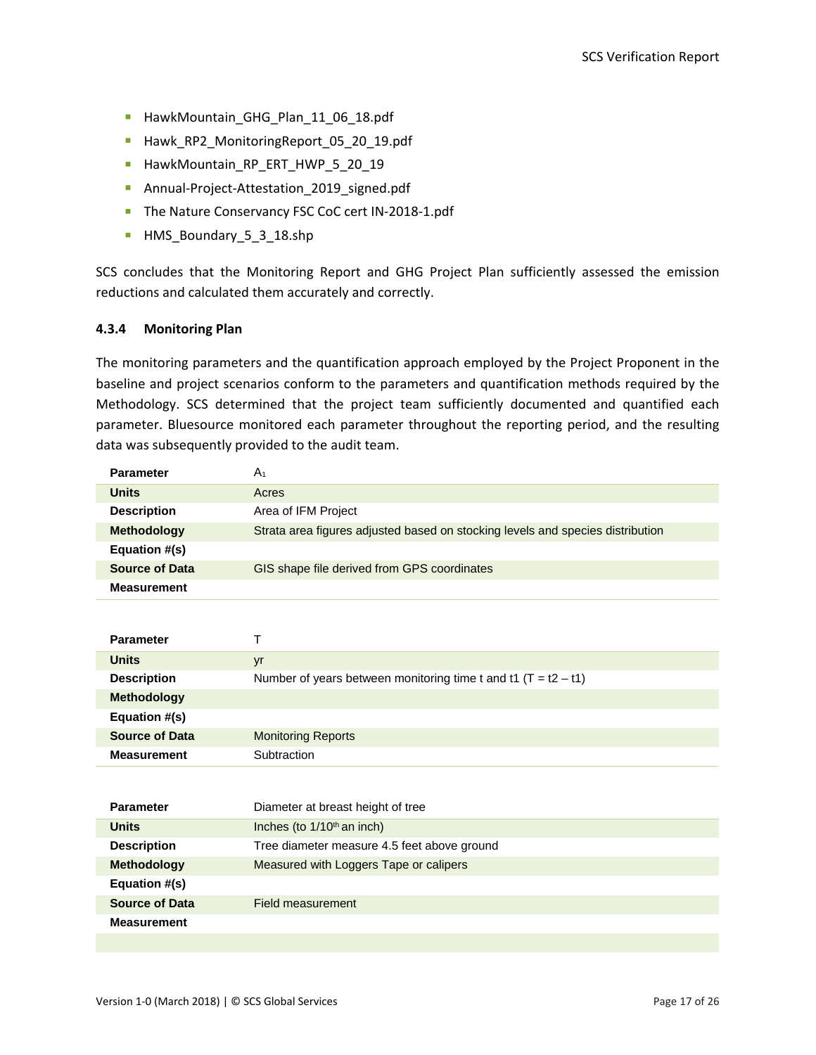- HawkMountain_GHG_Plan_11_06_18.pdf
- Hawk_RP2_MonitoringReport_05_20_19.pdf
- HawkMountain_RP_ERT_HWP_5_20_19
- Annual-Project-Attestation_2019_signed.pdf
- The Nature Conservancy FSC CoC cert IN-2018-1.pdf
- HMS_Boundary_5_3_18.shp

SCS concludes that the Monitoring Report and GHG Project Plan sufficiently assessed the emission reductions and calculated them accurately and correctly.

#### 4.3.4 Monitoring Plan

The monitoring parameters and the quantification approach employed by the Project Proponent in the baseline and project scenarios conform to the parameters and quantification methods required by the Methodology. SCS determined that the project team sufficiently documented and quantified each parameter. Bluesource monitored each parameter throughout the reporting period, and the resulting data was subsequently provided to the audit team.

| **Parameter** | $A_1$ |
|---|---|
| **Units** | Acres |
| **Description** | Area of IFM Project |
| **Methodology** | Strata area figures adjusted based on stocking levels and species distribution |
| **Equation #(s)** | |
| **Source of Data** | GIS shape file derived from GPS coordinates |
| **Measurement** | |

| **Parameter** | T |
|---|---|
| **Units** | yr |
| **Description** | Number of years between monitoring time t and t1 (T = t2 – t1) |
| **Methodology** | |
| **Equation #(s)** | |
| **Source of Data** | Monitoring Reports |
| **Measurement** | Subtraction |

| **Parameter** | Diameter at breast height of tree |
|---|---|
| **Units** | Inches (to 1/10th an inch) |
| **Description** | Tree diameter measure 4.5 feet above ground |
| **Methodology** | Measured with Loggers Tape or calipers |
| **Equation #(s)** | |
| **Source of Data** | Field measurement |
| **Measurement** | |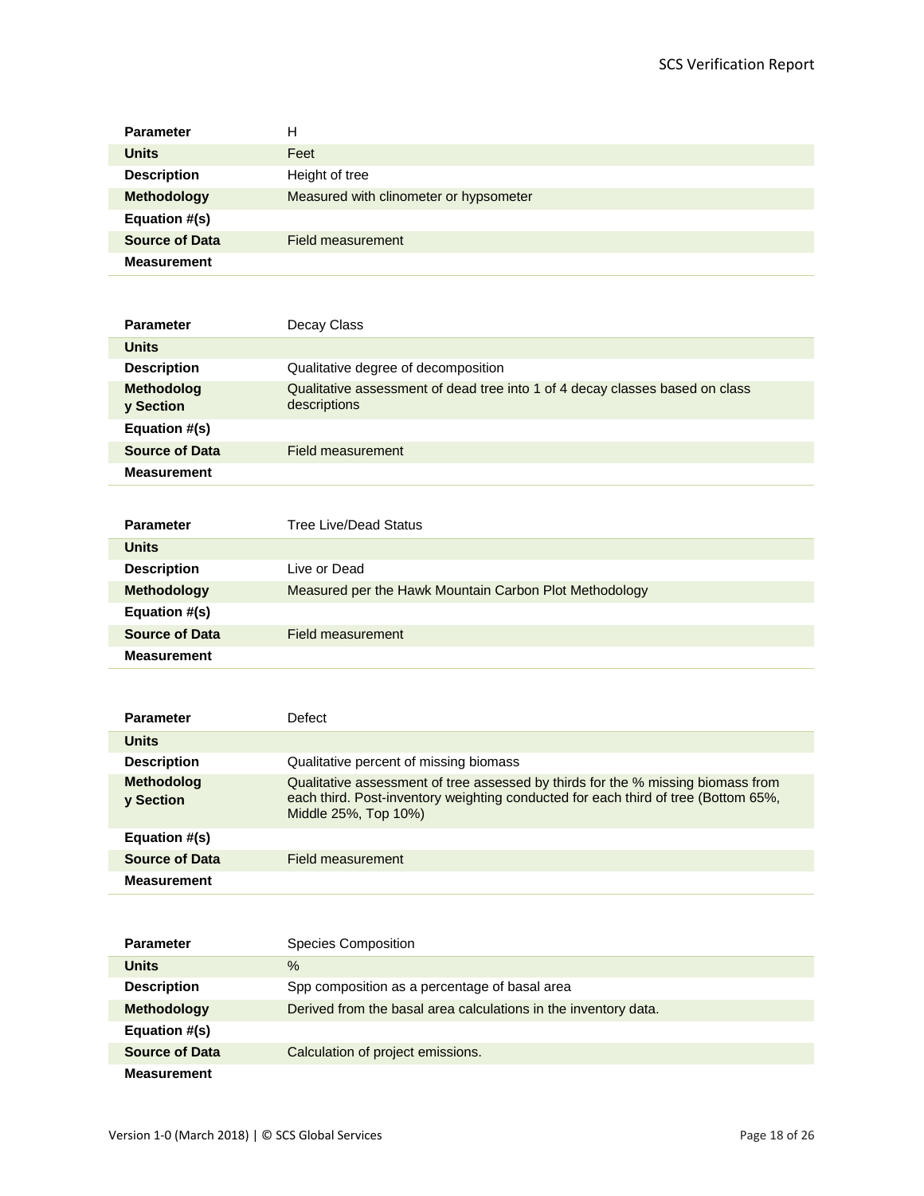| Parameter | H |
|---|---|
| **Units** | Feet |
| **Description** | Height of tree |
| **Methodology** | Measured with clinometer or hypsometer |
| **Equation #(s)** | |
| **Source of Data** | Field measurement |
| **Measurement** | |

| Parameter | Decay Class |
|---|---|
| **Units** | |
| **Description** | Qualitative degree of decomposition |
| **Methodology Section** | Qualitative assessment of dead tree into 1 of 4 decay classes based on class descriptions |
| **Equation #(s)** | |
| **Source of Data** | Field measurement |
| **Measurement** | |

| Parameter | Tree Live/Dead Status |
|---|---|
| **Units** | |
| **Description** | Live or Dead |
| **Methodology** | Measured per the Hawk Mountain Carbon Plot Methodology |
| **Equation #(s)** | |
| **Source of Data** | Field measurement |
| **Measurement** | |

| Parameter | Defect |
|---|---|
| **Units** | |
| **Description** | Qualitative percent of missing biomass |
| **Methodology Section** | Qualitative assessment of tree assessed by thirds for the % missing biomass from each third. Post-inventory weighting conducted for each third of tree (Bottom 65%, Middle 25%, Top 10%) |
| **Equation #(s)** | |
| **Source of Data** | Field measurement |
| **Measurement** | |

| Parameter | Species Composition |
|---|---|
| **Units** | % |
| **Description** | Spp composition as a percentage of basal area |
| **Methodology** | Derived from the basal area calculations in the inventory data. |
| **Equation #(s)** | |
| **Source of Data** | Calculation of project emissions. |
| **Measurement** | |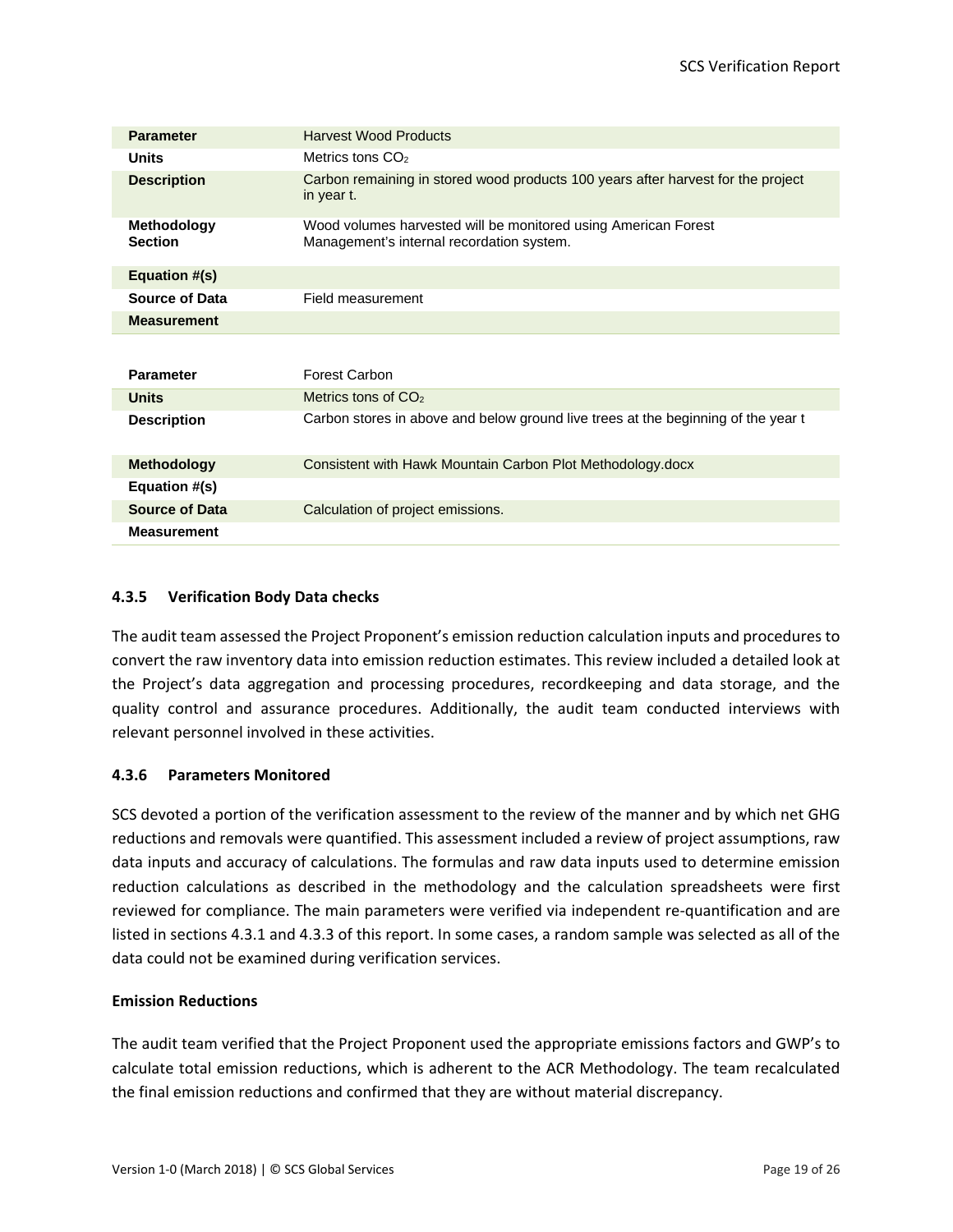| Parameter | Harvest Wood Products |
| --- | --- |
| Units | Metrics tons $CO_2$ |
| Description | Carbon remaining in stored wood products 100 years after harvest for the project in year t. |
| Methodology Section | Wood volumes harvested will be monitored using American Forest Management's internal recordation system. |
| Equation #(s) | |
| Source of Data | Field measurement |
| Measurement | |

| Parameter | Forest Carbon |
| --- | --- |
| Units | Metrics tons of $CO_2$ |
| Description | Carbon stores in above and below ground live trees at the beginning of the year t |
| Methodology | Consistent with Hawk Mountain Carbon Plot Methodology.docx |
| Equation #(s) | |
| Source of Data | Calculation of project emissions. |
| Measurement | |

### 4.3.5 Verification Body Data checks

The audit team assessed the Project Proponent's emission reduction calculation inputs and procedures to convert the raw inventory data into emission reduction estimates. This review included a detailed look at the Project's data aggregation and processing procedures, recordkeeping and data storage, and the quality control and assurance procedures. Additionally, the audit team conducted interviews with relevant personnel involved in these activities.

### 4.3.6 Parameters Monitored

SCS devoted a portion of the verification assessment to the review of the manner and by which net GHG reductions and removals were quantified. This assessment included a review of project assumptions, raw data inputs and accuracy of calculations. The formulas and raw data inputs used to determine emission reduction calculations as described in the methodology and the calculation spreadsheets were first reviewed for compliance. The main parameters were verified via independent re-quantification and are listed in sections 4.3.1 and 4.3.3 of this report. In some cases, a random sample was selected as all of the data could not be examined during verification services.

**Emission Reductions**

The audit team verified that the Project Proponent used the appropriate emissions factors and GWP's to calculate total emission reductions, which is adherent to the ACR Methodology. The team recalculated the final emission reductions and confirmed that they are without material discrepancy.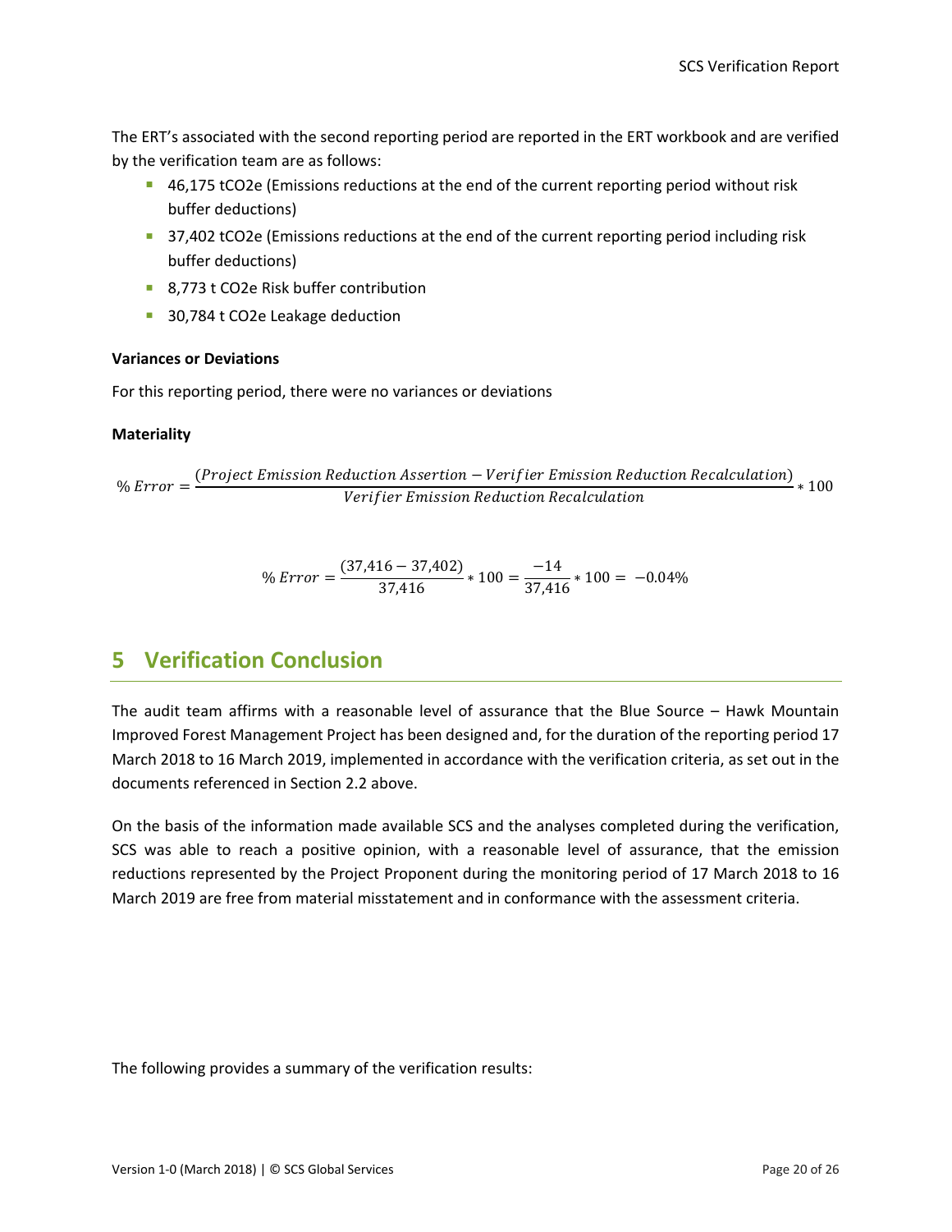The ERT's associated with the second reporting period are reported in the ERT workbook and are verified by the verification team are as follows:

- 46,175 tCO2e (Emissions reductions at the end of the current reporting period without risk buffer deductions)
- 37,402 tCO2e (Emissions reductions at the end of the current reporting period including risk buffer deductions)
- 8,773 t CO2e Risk buffer contribution
- 30,784 t CO2e Leakage deduction

**Variances or Deviations**

For this reporting period, there were no variances or deviations

**Materiality**

$$\% \, Error = \frac{(Project \; Emission \; Reduction \; Assertion - Verifier \; Emission \; Reduction \; Recalculation)}{Verifier \; Emission \; Reduction \; Recalculation} * 100$$

$$\% \, Error = \frac{(37{,}416 - 37{,}402)}{37{,}416} * 100 = \frac{-14}{37{,}416} * 100 = -0.04\%$$

# 5 Verification Conclusion

The audit team affirms with a reasonable level of assurance that the Blue Source – Hawk Mountain Improved Forest Management Project has been designed and, for the duration of the reporting period 17 March 2018 to 16 March 2019, implemented in accordance with the verification criteria, as set out in the documents referenced in Section 2.2 above.

On the basis of the information made available SCS and the analyses completed during the verification, SCS was able to reach a positive opinion, with a reasonable level of assurance, that the emission reductions represented by the Project Proponent during the monitoring period of 17 March 2018 to 16 March 2019 are free from material misstatement and in conformance with the assessment criteria.

The following provides a summary of the verification results: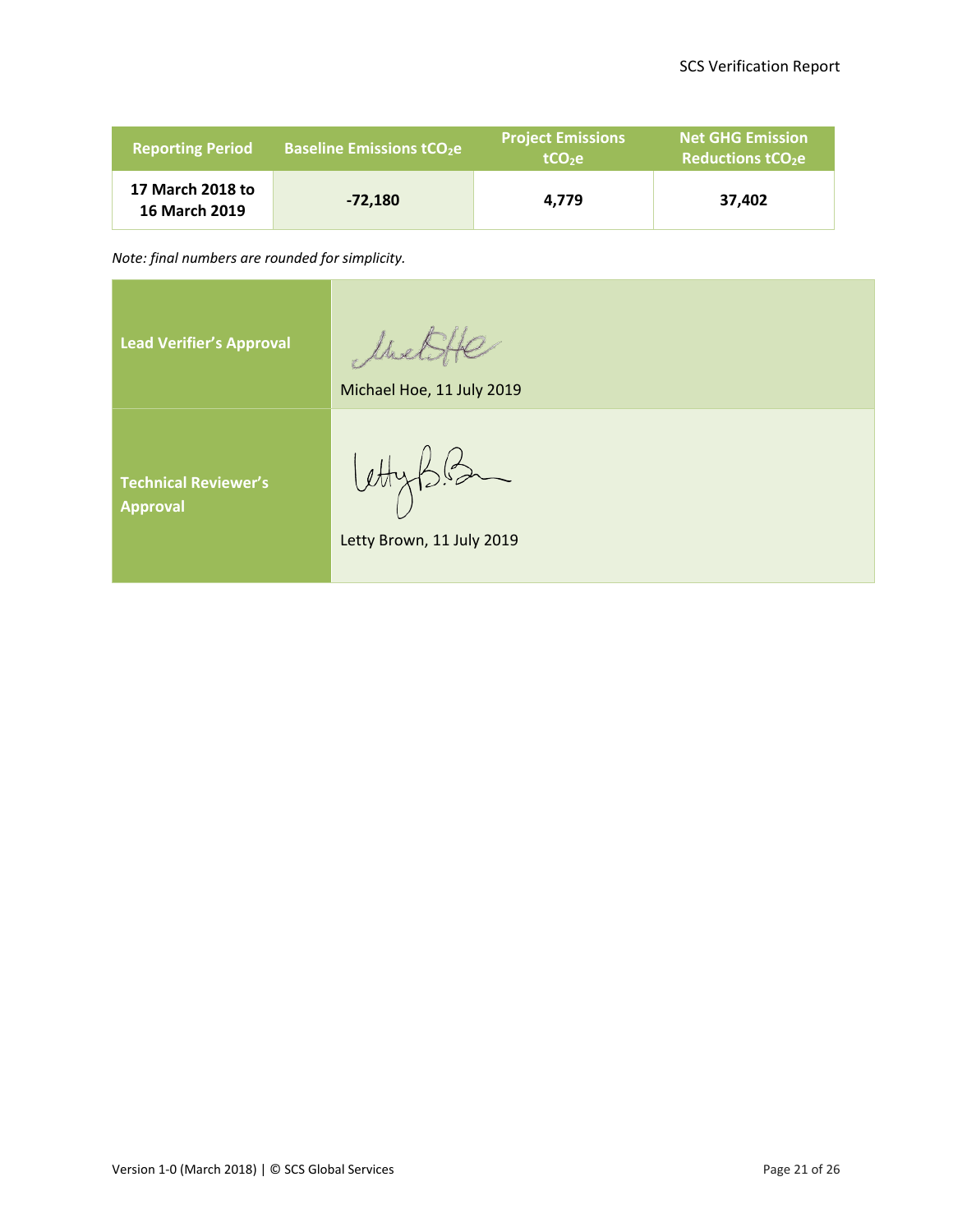| Reporting Period | Baseline Emissions $tCO_2e$ | Project Emissions $tCO_2e$ | Net GHG Emission Reductions $tCO_2e$ |
| --- | --- | --- | --- |
| **17 March 2018 to 16 March 2019** | **-72,180** | **4,779** | **37,402** |

*Note: final numbers are rounded for simplicity.*

| | |
| --- | --- |
| **Lead Verifier's Approval** | Michael Hoe, 11 July 2019 |
| **Technical Reviewer's Approval** | Letty Brown, 11 July 2019 |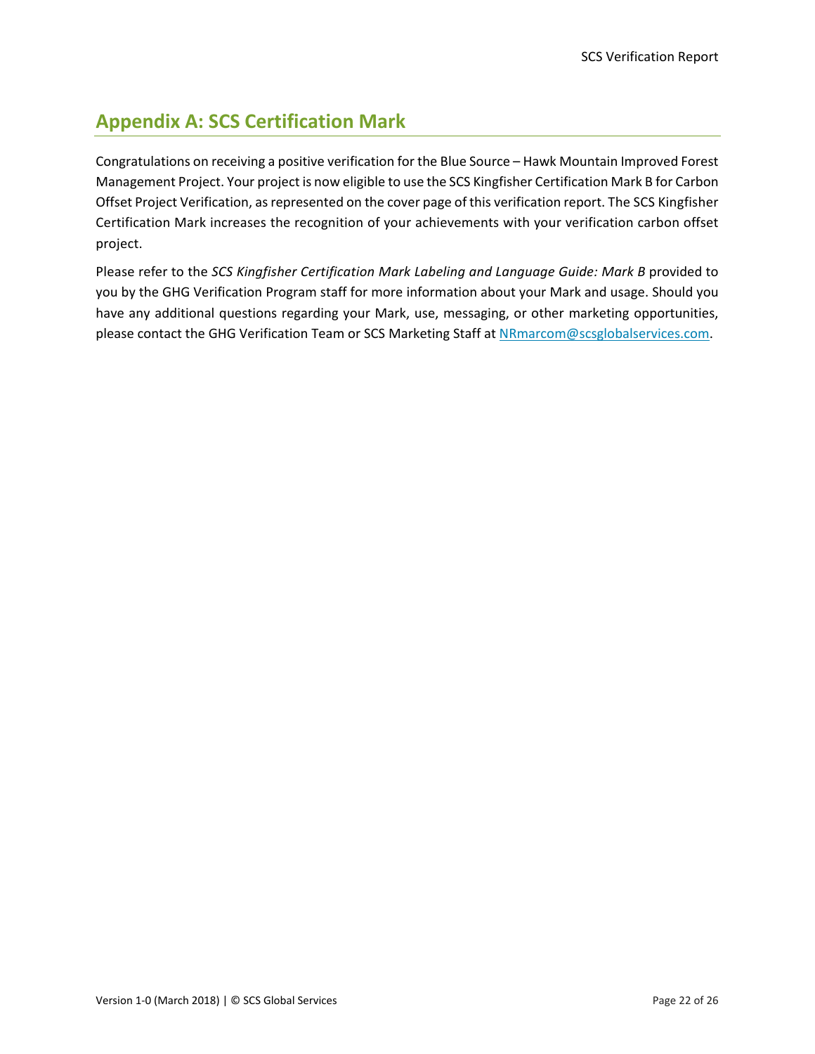## Appendix A: SCS Certification Mark

Congratulations on receiving a positive verification for the Blue Source – Hawk Mountain Improved Forest Management Project. Your project is now eligible to use the SCS Kingfisher Certification Mark B for Carbon Offset Project Verification, as represented on the cover page of this verification report. The SCS Kingfisher Certification Mark increases the recognition of your achievements with your verification carbon offset project.

Please refer to the *SCS Kingfisher Certification Mark Labeling and Language Guide: Mark B* provided to you by the GHG Verification Program staff for more information about your Mark and usage. Should you have any additional questions regarding your Mark, use, messaging, or other marketing opportunities, please contact the GHG Verification Team or SCS Marketing Staff at NRmarcom@scsglobalservices.com.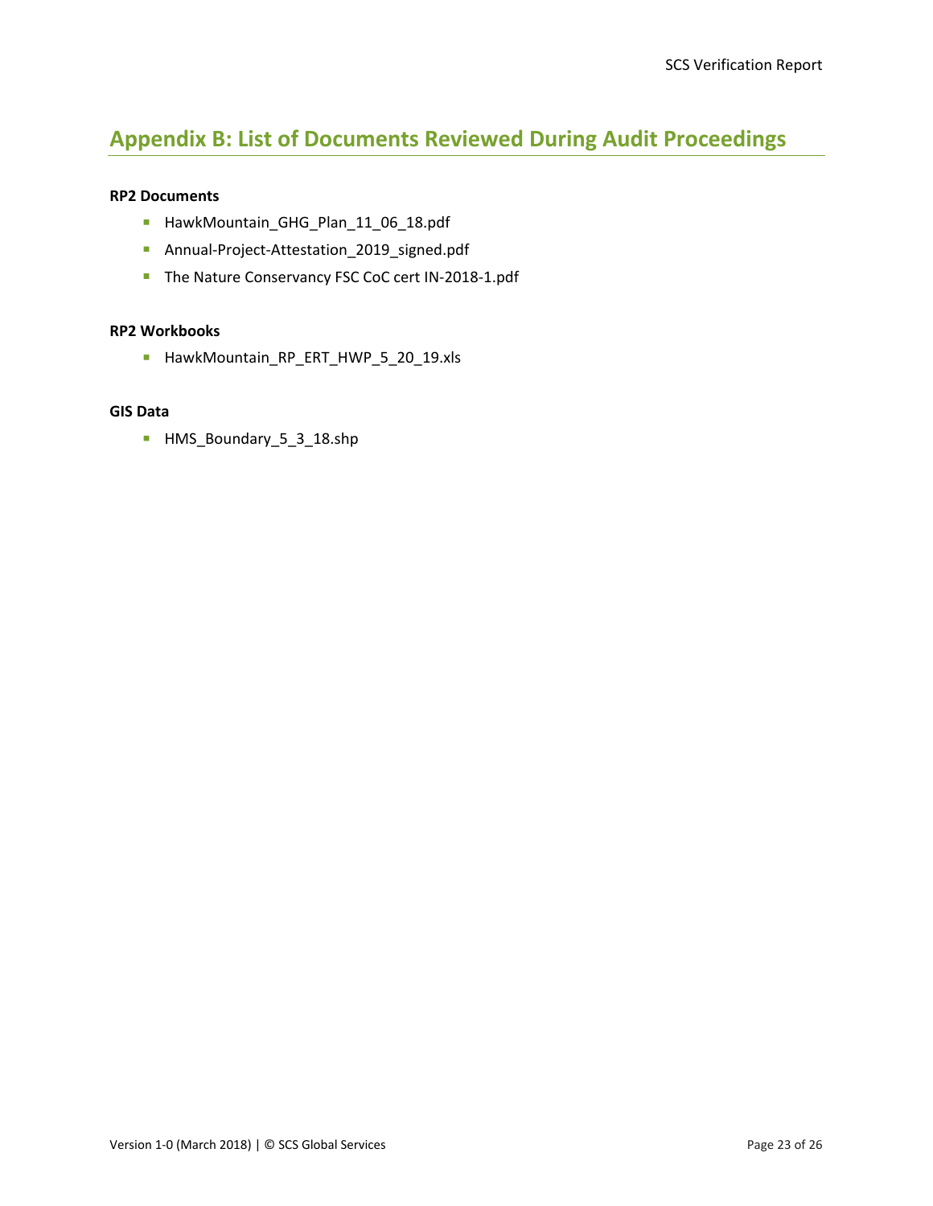## Appendix B: List of Documents Reviewed During Audit Proceedings

**RP2 Documents**

- HawkMountain_GHG_Plan_11_06_18.pdf
- Annual-Project-Attestation_2019_signed.pdf
- The Nature Conservancy FSC CoC cert IN-2018-1.pdf

**RP2 Workbooks**

- HawkMountain_RP_ERT_HWP_5_20_19.xls

**GIS Data**

- HMS_Boundary_5_3_18.shp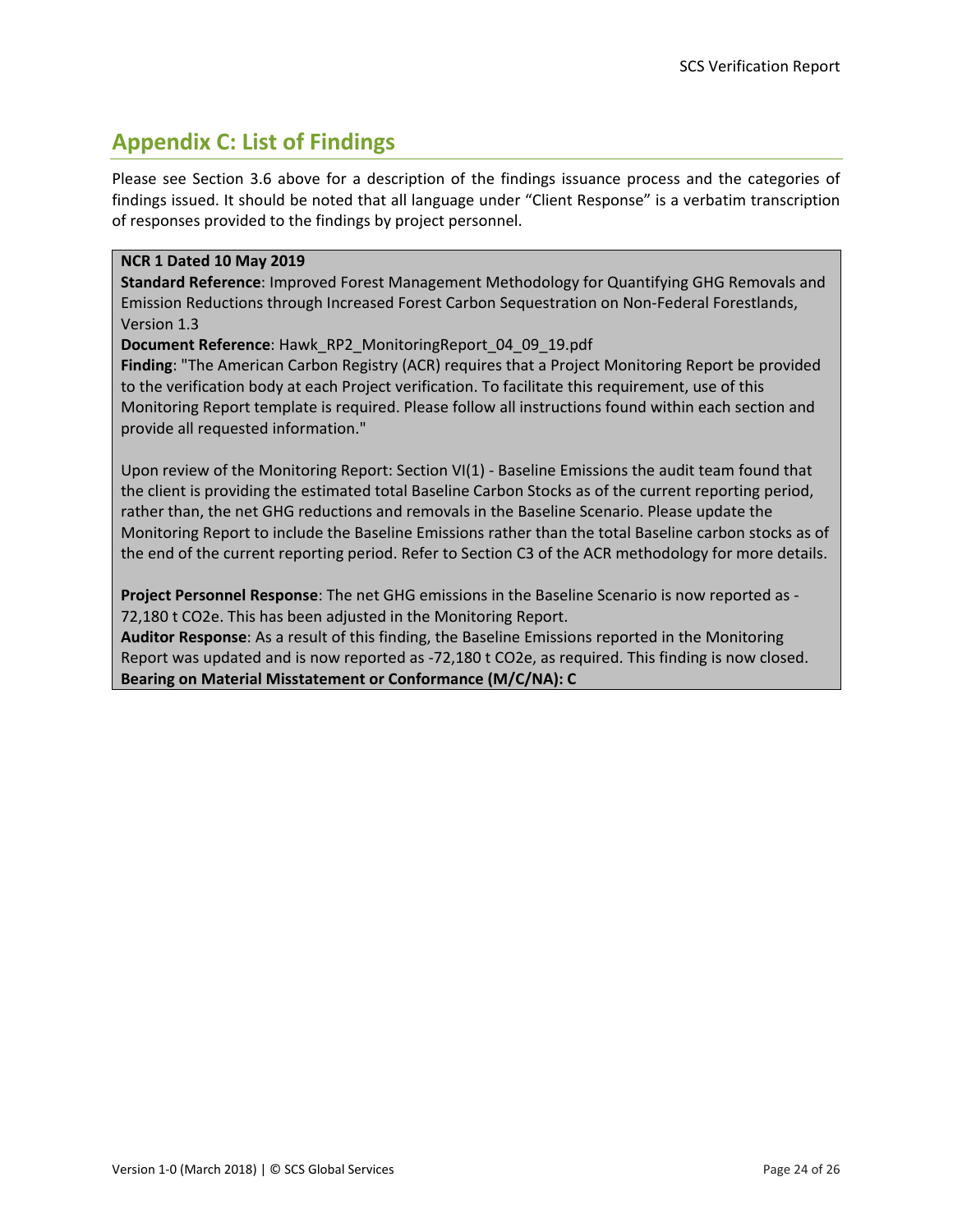## Appendix C: List of Findings

Please see Section 3.6 above for a description of the findings issuance process and the categories of findings issued. It should be noted that all language under “Client Response” is a verbatim transcription of responses provided to the findings by project personnel.

**NCR 1 Dated 10 May 2019**

**Standard Reference**: Improved Forest Management Methodology for Quantifying GHG Removals and Emission Reductions through Increased Forest Carbon Sequestration on Non-Federal Forestlands, Version 1.3

**Document Reference**: Hawk_RP2_MonitoringReport_04_09_19.pdf

**Finding**: "The American Carbon Registry (ACR) requires that a Project Monitoring Report be provided to the verification body at each Project verification. To facilitate this requirement, use of this Monitoring Report template is required. Please follow all instructions found within each section and provide all requested information."

Upon review of the Monitoring Report: Section VI(1) - Baseline Emissions the audit team found that the client is providing the estimated total Baseline Carbon Stocks as of the current reporting period, rather than, the net GHG reductions and removals in the Baseline Scenario. Please update the Monitoring Report to include the Baseline Emissions rather than the total Baseline carbon stocks as of the end of the current reporting period. Refer to Section C3 of the ACR methodology for more details.

**Project Personnel Response**: The net GHG emissions in the Baseline Scenario is now reported as -72,180 t $CO_2e$. This has been adjusted in the Monitoring Report.

**Auditor Response**: As a result of this finding, the Baseline Emissions reported in the Monitoring Report was updated and is now reported as -72,180 t $CO_2e$, as required. This finding is now closed.

**Bearing on Material Misstatement or Conformance (M/C/NA): C**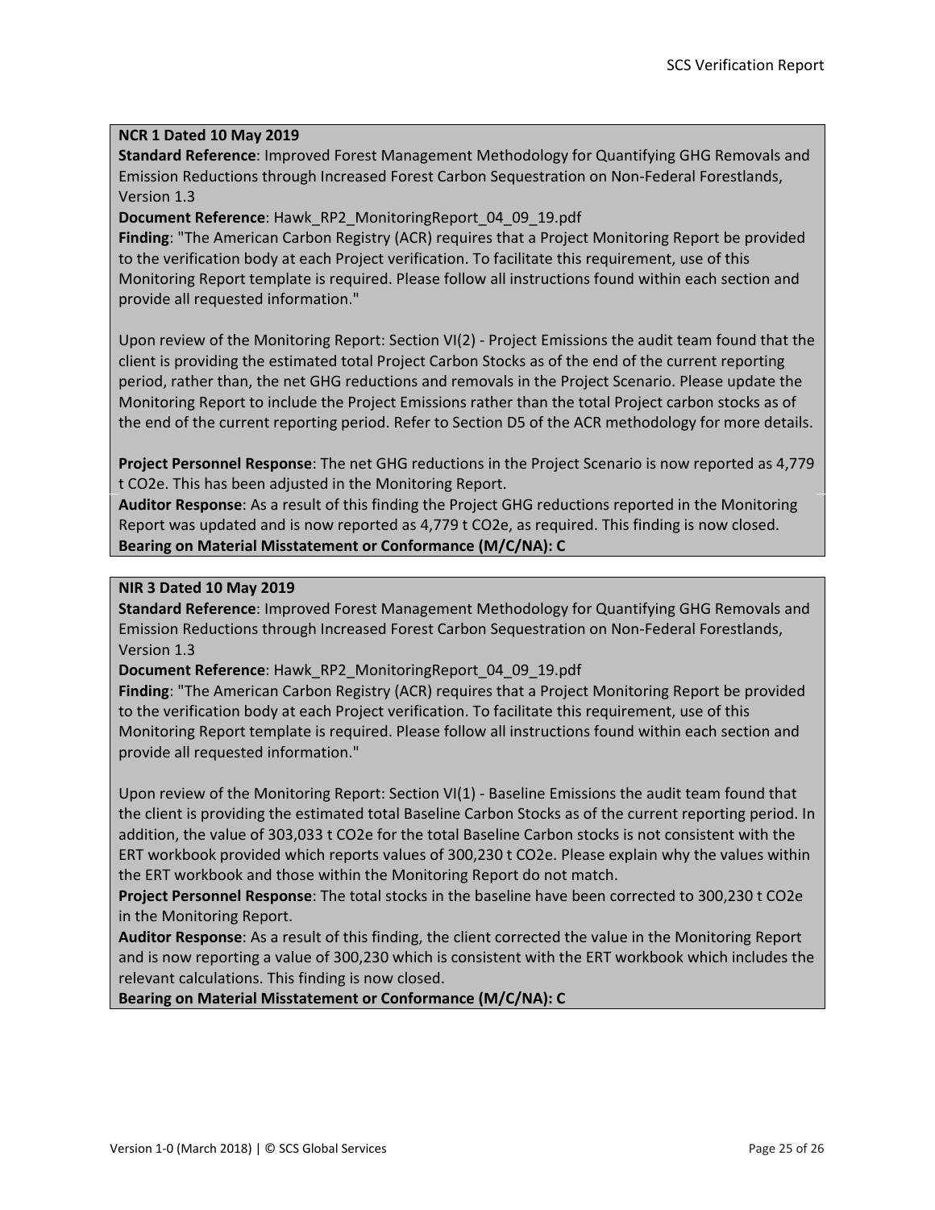**NCR 1 Dated 10 May 2019**

**Standard Reference**: Improved Forest Management Methodology for Quantifying GHG Removals and Emission Reductions through Increased Forest Carbon Sequestration on Non-Federal Forestlands, Version 1.3

**Document Reference**: Hawk_RP2_MonitoringReport_04_09_19.pdf

**Finding**: "The American Carbon Registry (ACR) requires that a Project Monitoring Report be provided to the verification body at each Project verification. To facilitate this requirement, use of this Monitoring Report template is required. Please follow all instructions found within each section and provide all requested information."

Upon review of the Monitoring Report: Section VI(2) - Project Emissions the audit team found that the client is providing the estimated total Project Carbon Stocks as of the end of the current reporting period, rather than, the net GHG reductions and removals in the Project Scenario. Please update the Monitoring Report to include the Project Emissions rather than the total Project carbon stocks as of the end of the current reporting period. Refer to Section D5 of the ACR methodology for more details.

**Project Personnel Response**: The net GHG reductions in the Project Scenario is now reported as 4,779 t CO2e. This has been adjusted in the Monitoring Report.

**Auditor Response**: As a result of this finding the Project GHG reductions reported in the Monitoring Report was updated and is now reported as 4,779 t CO2e, as required. This finding is now closed.

**Bearing on Material Misstatement or Conformance (M/C/NA): C**

**NIR 3 Dated 10 May 2019**

**Standard Reference**: Improved Forest Management Methodology for Quantifying GHG Removals and Emission Reductions through Increased Forest Carbon Sequestration on Non-Federal Forestlands, Version 1.3

**Document Reference**: Hawk_RP2_MonitoringReport_04_09_19.pdf

**Finding**: "The American Carbon Registry (ACR) requires that a Project Monitoring Report be provided to the verification body at each Project verification. To facilitate this requirement, use of this Monitoring Report template is required. Please follow all instructions found within each section and provide all requested information."

Upon review of the Monitoring Report: Section VI(1) - Baseline Emissions the audit team found that the client is providing the estimated total Baseline Carbon Stocks as of the current reporting period. In addition, the value of 303,033 t CO2e for the total Baseline Carbon stocks is not consistent with the ERT workbook provided which reports values of 300,230 t CO2e. Please explain why the values within the ERT workbook and those within the Monitoring Report do not match.

**Project Personnel Response**: The total stocks in the baseline have been corrected to 300,230 t CO2e in the Monitoring Report.

**Auditor Response**: As a result of this finding, the client corrected the value in the Monitoring Report and is now reporting a value of 300,230 which is consistent with the ERT workbook which includes the relevant calculations. This finding is now closed.

**Bearing on Material Misstatement or Conformance (M/C/NA): C**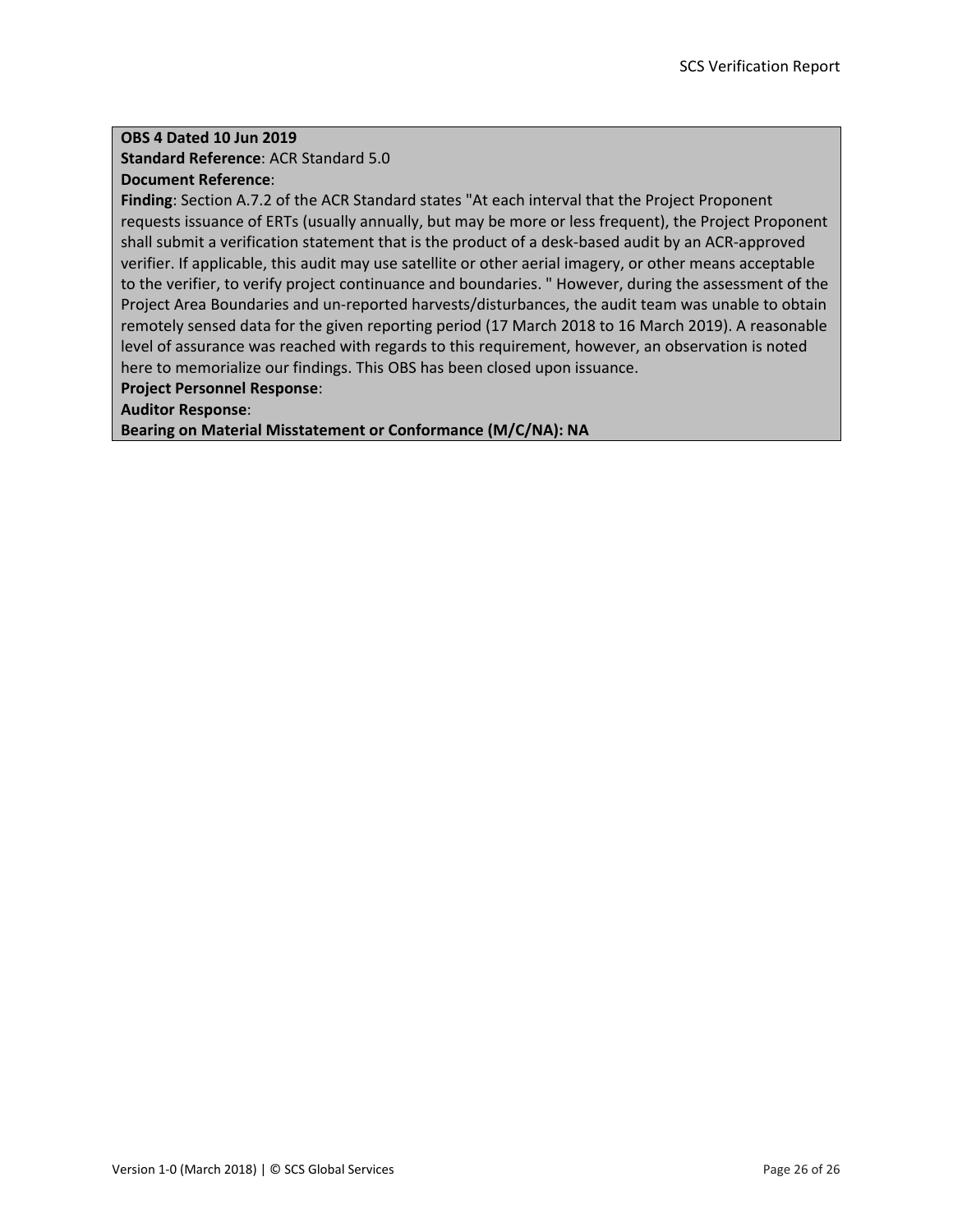**OBS 4 Dated 10 Jun 2019**
**Standard Reference**: ACR Standard 5.0
**Document Reference**:
**Finding**: Section A.7.2 of the ACR Standard states "At each interval that the Project Proponent requests issuance of ERTs (usually annually, but may be more or less frequent), the Project Proponent shall submit a verification statement that is the product of a desk-based audit by an ACR-approved verifier. If applicable, this audit may use satellite or other aerial imagery, or other means acceptable to the verifier, to verify project continuance and boundaries. " However, during the assessment of the Project Area Boundaries and un-reported harvests/disturbances, the audit team was unable to obtain remotely sensed data for the given reporting period (17 March 2018 to 16 March 2019). A reasonable level of assurance was reached with regards to this requirement, however, an observation is noted here to memorialize our findings. This OBS has been closed upon issuance.
**Project Personnel Response**:
**Auditor Response**:
**Bearing on Material Misstatement or Conformance (M/C/NA): NA**